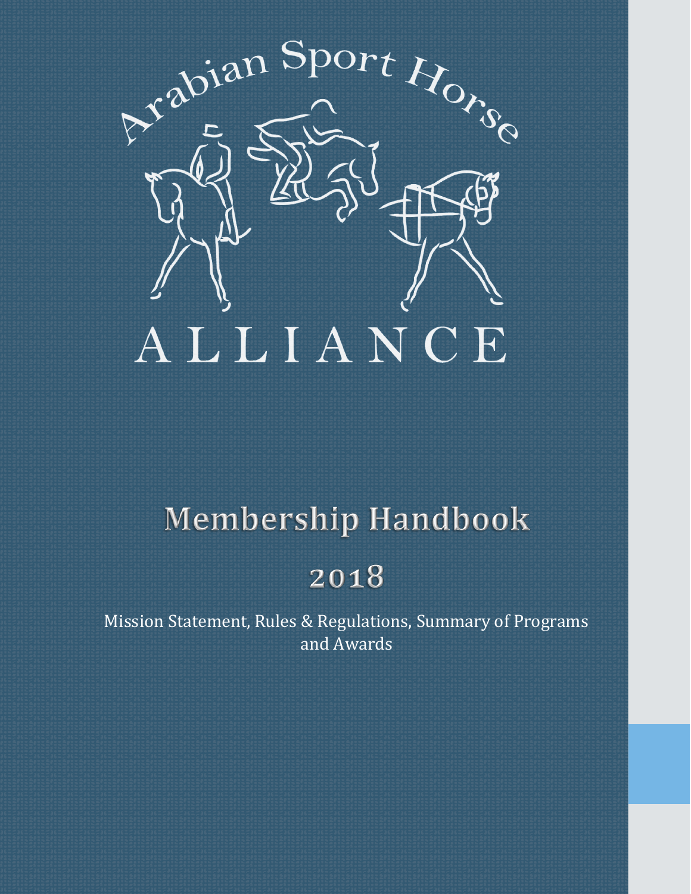# Arabian Sport Horse ALLIANCE

## Membership Handbook

## 2018

Mission Statement, Rules & Regulations, Summary of Programs and Awards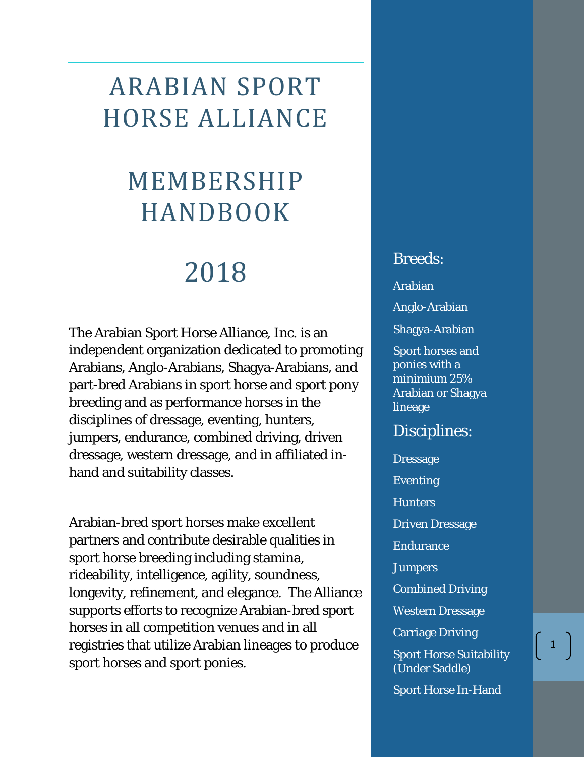# ARABIAN SPORT HORSE ALLIANCE

# MEMBERSHIP HANDBOOK

# 2018

The Arabian Sport Horse Alliance, Inc. is an independent organization dedicated to promoting Arabians, Anglo-Arabians, Shagya-Arabians, and part-bred Arabians in sport horse and sport pony breeding and as performance horses in the disciplines of dressage, eventing, hunters, jumpers, endurance, combined driving, driven dressage, western dressage, and in affiliated in-hand and suitability classes.

Arabian-bred sport horses make excellent partners and contribute desirable qualities in sport horse breeding including stamina, rideability, intelligence, agility, soundness, longevity, refinement, and elegance. The Alliance supports efforts to recognize Arabian-bred sport horses in all competition venues and in all registries that utilize Arabian lineages to produce sport horses and sport ponies.

## Breeds:

Arabian

Anglo-Arabian

Shagya-Arabian

Sport horses and ponies with a minimium 25% Arabian or Shagya lineage

## Disciplines:

Dressage

Eventing

Hunters

Driven Dressage

Endurance

Jumpers

Combined Driving

Western Dressage

Carriage Driving

Sport Horse Suitability (Under Saddle)

Sport Horse In-Hand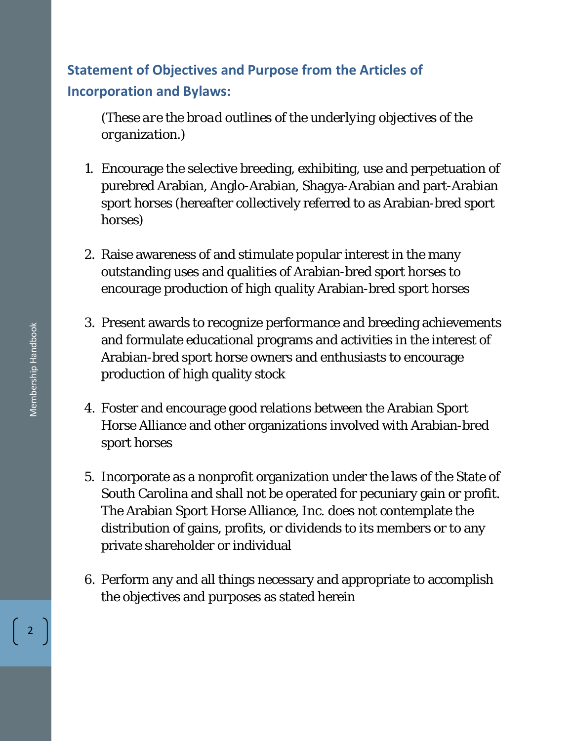## Statement of Objectives and Purpose from the Articles of Incorporation and Bylaws:

*(These are the broad outlines of the underlying objectives of the organization.)*

1. Encourage the selective breeding, exhibiting, use and perpetuation of purebred Arabian, Anglo-Arabian, Shagya-Arabian and part-Arabian sport horses (hereafter collectively referred to as Arabian-bred sport horses)

2. Raise awareness of and stimulate popular interest in the many outstanding uses and qualities of Arabian-bred sport horses to encourage production of high quality Arabian-bred sport horses

3. Present awards to recognize performance and breeding achievements and formulate educational programs and activities in the interest of Arabian-bred sport horse owners and enthusiasts to encourage production of high quality stock

4. Foster and encourage good relations between the Arabian Sport Horse Alliance and other organizations involved with Arabian-bred sport horses

5. Incorporate as a nonprofit organization under the laws of the State of South Carolina and shall not be operated for pecuniary gain or profit. The Arabian Sport Horse Alliance, Inc. does not contemplate the distribution of gains, profits, or dividends to its members or to any private shareholder or individual

6. Perform any and all things necessary and appropriate to accomplish the objectives and purposes as stated herein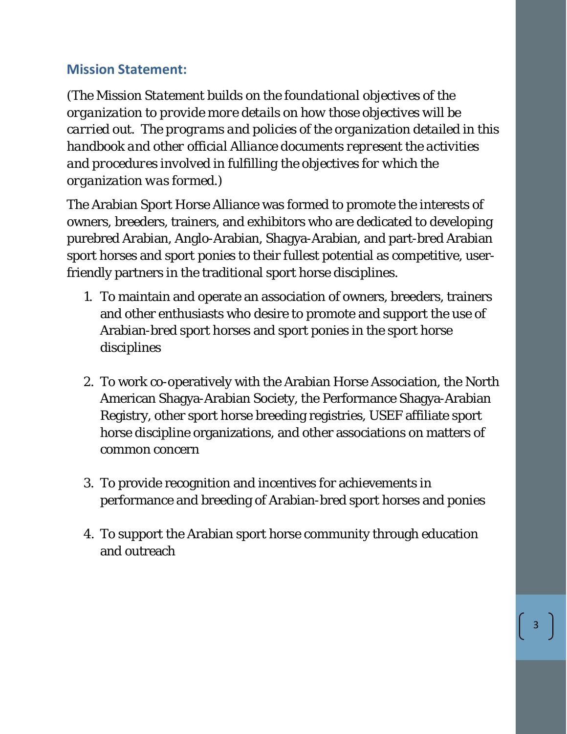## Mission Statement:

*(The Mission Statement builds on the foundational objectives of the organization to provide more details on how those objectives will be carried out. The programs and policies of the organization detailed in this handbook and other official Alliance documents represent the activities and procedures involved in fulfilling the objectives for which the organization was formed.)*

The Arabian Sport Horse Alliance was formed to promote the interests of owners, breeders, trainers, and exhibitors who are dedicated to developing purebred Arabian, Anglo-Arabian, Shagya-Arabian, and part-bred Arabian sport horses and sport ponies to their fullest potential as competitive, user-friendly partners in the traditional sport horse disciplines.

1. To maintain and operate an association of owners, breeders, trainers and other enthusiasts who desire to promote and support the use of Arabian-bred sport horses and sport ponies in the sport horse disciplines

2. To work co-operatively with the Arabian Horse Association, the North American Shagya-Arabian Society, the Performance Shagya-Arabian Registry, other sport horse breeding registries, USEF affiliate sport horse discipline organizations, and other associations on matters of common concern

3. To provide recognition and incentives for achievements in performance and breeding of Arabian-bred sport horses and ponies

4. To support the Arabian sport horse community through education and outreach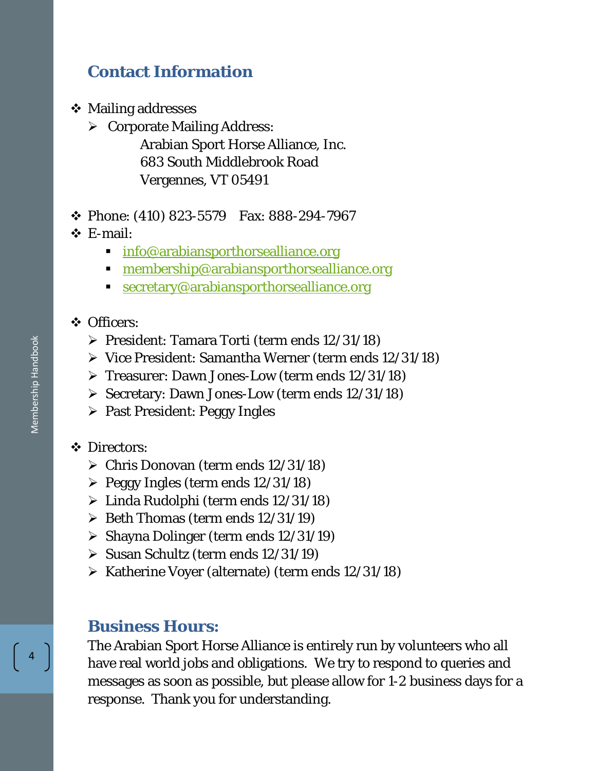## Contact Information

- Mailing addresses
  - Corporate Mailing Address:

    Arabian Sport Horse Alliance, Inc.
    683 South Middlebrook Road
    Vergennes, VT 05491

- Phone: (410) 823-5579    Fax: 888-294-7967
- E-mail:
  - info@arabiansporthorsealliance.org
  - membership@arabiansporthorsealliance.org
  - secretary@arabiansporthorsealliance.org

- Officers:
  - President: Tamara Torti (term ends 12/31/18)
  - Vice President: Samantha Werner (term ends 12/31/18)
  - Treasurer: Dawn Jones-Low (term ends 12/31/18)
  - Secretary: Dawn Jones-Low (term ends 12/31/18)
  - Past President: Peggy Ingles

- Directors:
  - Chris Donovan (term ends 12/31/18)
  - Peggy Ingles (term ends 12/31/18)
  - Linda Rudolphi (term ends 12/31/18)
  - Beth Thomas (term ends 12/31/19)
  - Shayna Dolinger (term ends 12/31/19)
  - Susan Schultz (term ends 12/31/19)
  - Katherine Voyer (alternate) (term ends 12/31/18)

## Business Hours:

The Arabian Sport Horse Alliance is entirely run by volunteers who all have real world jobs and obligations. We try to respond to queries and messages as soon as possible, but please allow for 1-2 business days for a response. Thank you for understanding.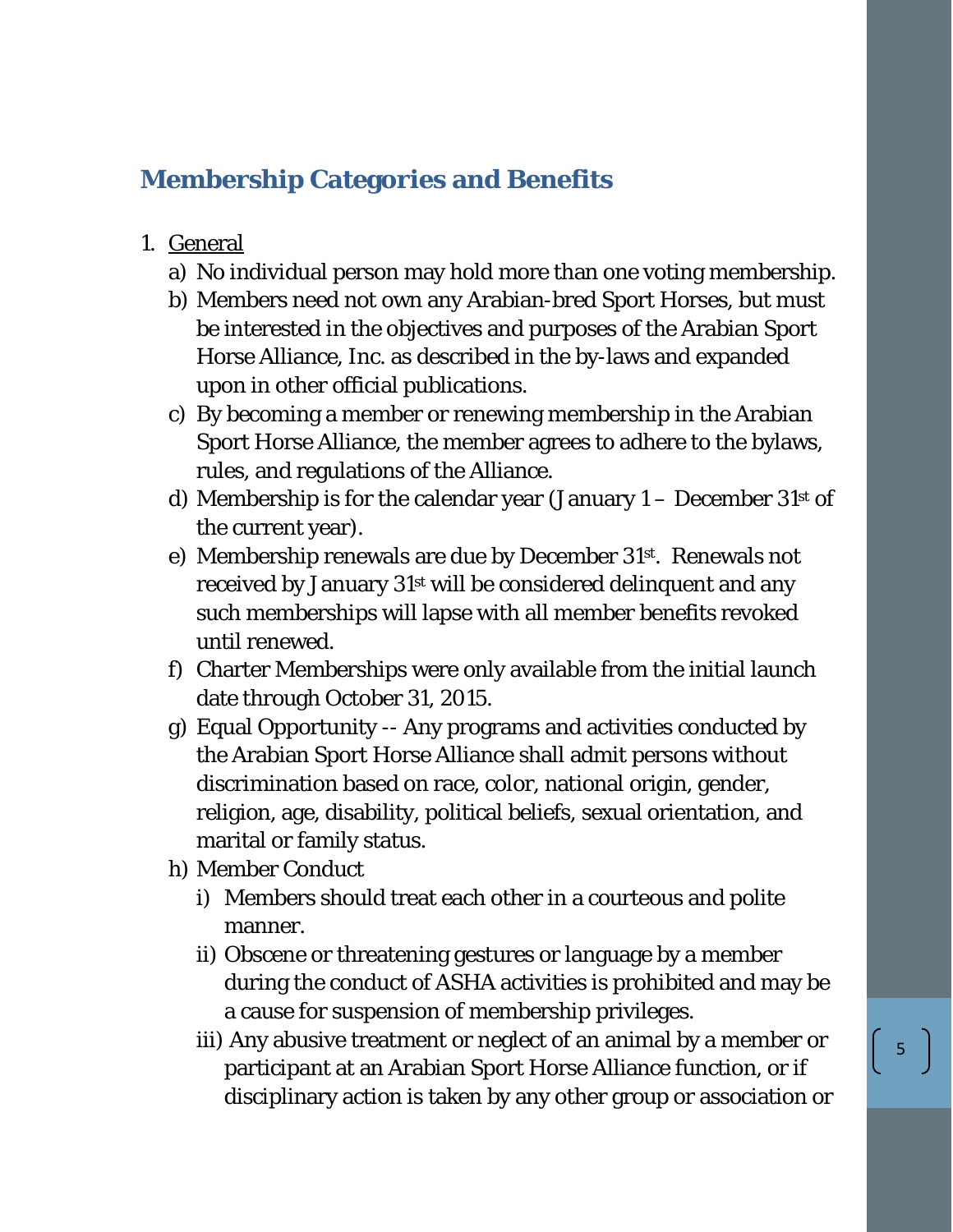## Membership Categories and Benefits

1. General
   a) No individual person may hold more than one voting membership.
   b) Members need not own any Arabian-bred Sport Horses, but must be interested in the objectives and purposes of the Arabian Sport Horse Alliance, Inc. as described in the by-laws and expanded upon in other official publications.
   c) By becoming a member or renewing membership in the Arabian Sport Horse Alliance, the member agrees to adhere to the bylaws, rules, and regulations of the Alliance.
   d) Membership is for the calendar year (January 1 – December 31st of the current year).
   e) Membership renewals are due by December 31st. Renewals not received by January 31st will be considered delinquent and any such memberships will lapse with all member benefits revoked until renewed.
   f) Charter Memberships were only available from the initial launch date through October 31, 2015.
   g) Equal Opportunity -- Any programs and activities conducted by the Arabian Sport Horse Alliance shall admit persons without discrimination based on race, color, national origin, gender, religion, age, disability, political beliefs, sexual orientation, and marital or family status.
   h) Member Conduct
      i) Members should treat each other in a courteous and polite manner.
      ii) Obscene or threatening gestures or language by a member during the conduct of ASHA activities is prohibited and may be a cause for suspension of membership privileges.
      iii) Any abusive treatment or neglect of an animal by a member or participant at an Arabian Sport Horse Alliance function, or if disciplinary action is taken by any other group or association or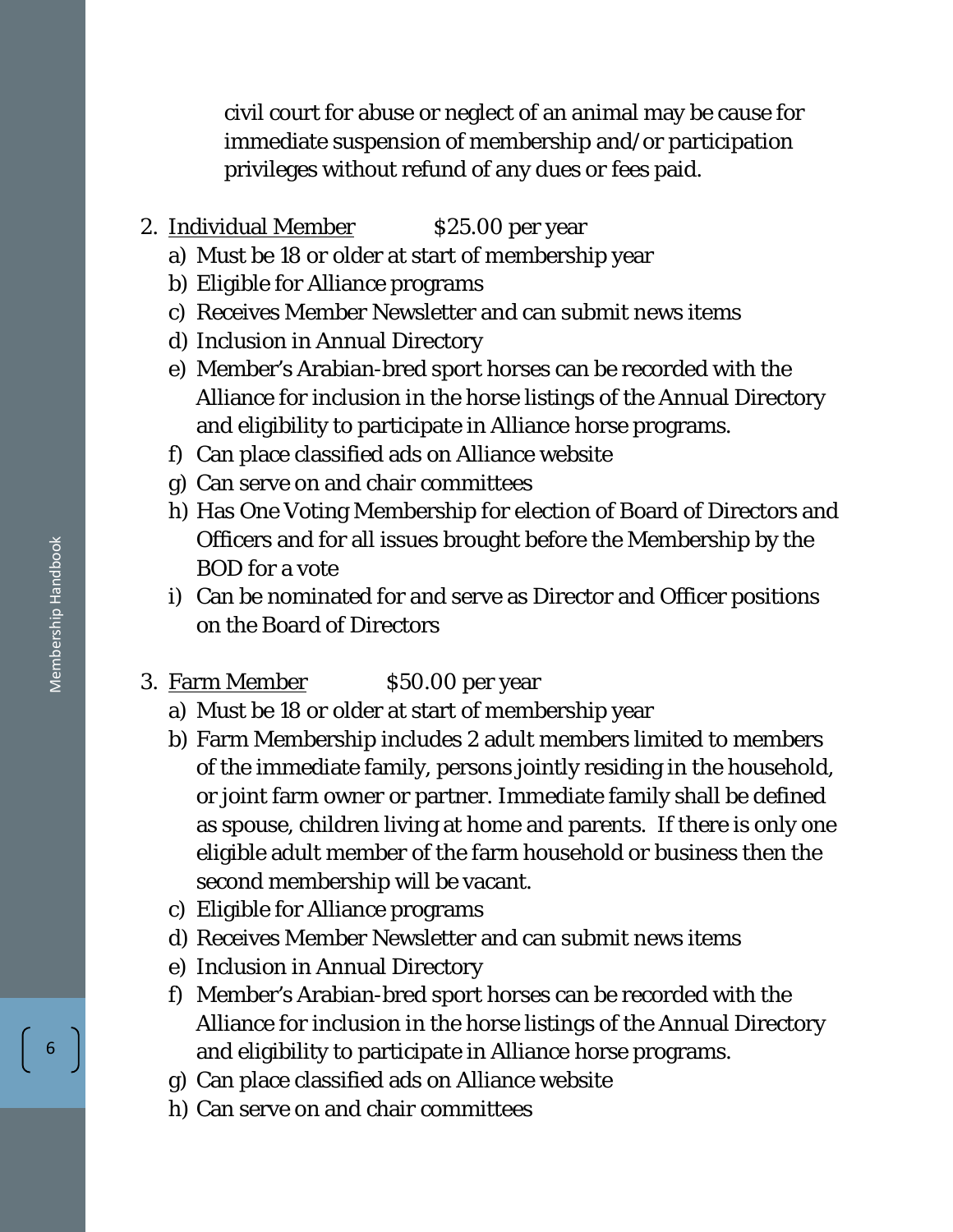civil court for abuse or neglect of an animal may be cause for immediate suspension of membership and/or participation privileges without refund of any dues or fees paid.

2. Individual Member $25.00 per year
   a) Must be 18 or older at start of membership year
   b) Eligible for Alliance programs
   c) Receives Member Newsletter and can submit news items
   d) Inclusion in Annual Directory
   e) Member's Arabian-bred sport horses can be recorded with the Alliance for inclusion in the horse listings of the Annual Directory and eligibility to participate in Alliance horse programs.
   f) Can place classified ads on Alliance website
   g) Can serve on and chair committees
   h) Has One Voting Membership for election of Board of Directors and Officers and for all issues brought before the Membership by the BOD for a vote
   i) Can be nominated for and serve as Director and Officer positions on the Board of Directors

3. Farm Member $50.00 per year
   a) Must be 18 or older at start of membership year
   b) Farm Membership includes 2 adult members limited to members of the immediate family, persons jointly residing in the household, or joint farm owner or partner. Immediate family shall be defined as spouse, children living at home and parents. If there is only one eligible adult member of the farm household or business then the second membership will be vacant.
   c) Eligible for Alliance programs
   d) Receives Member Newsletter and can submit news items
   e) Inclusion in Annual Directory
   f) Member's Arabian-bred sport horses can be recorded with the Alliance for inclusion in the horse listings of the Annual Directory and eligibility to participate in Alliance horse programs.
   g) Can place classified ads on Alliance website
   h) Can serve on and chair committees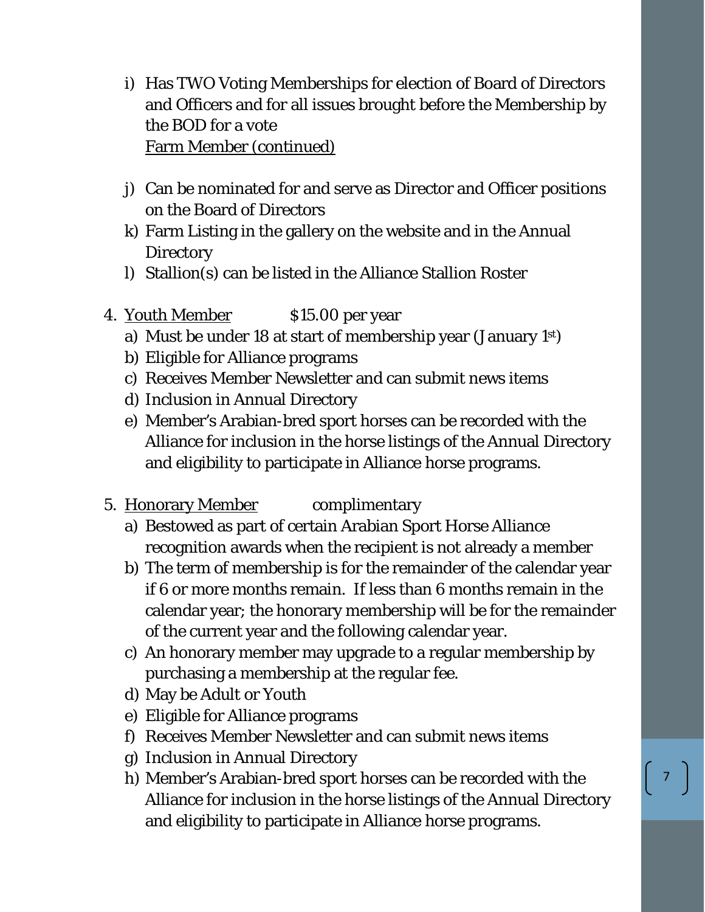i) Has TWO Voting Memberships for election of Board of Directors and Officers and for all issues brought before the Membership by the BOD for a vote

Farm Member (continued)

j) Can be nominated for and serve as Director and Officer positions on the Board of Directors
k) Farm Listing in the gallery on the website and in the Annual Directory
l) Stallion(s) can be listed in the Alliance Stallion Roster

4. Youth Member $15.00 per year
   a) Must be under 18 at start of membership year (January 1st)
   b) Eligible for Alliance programs
   c) Receives Member Newsletter and can submit news items
   d) Inclusion in Annual Directory
   e) Member's Arabian-bred sport horses can be recorded with the Alliance for inclusion in the horse listings of the Annual Directory and eligibility to participate in Alliance horse programs.

5. Honorary Member complimentary
   a) Bestowed as part of certain Arabian Sport Horse Alliance recognition awards when the recipient is not already a member
   b) The term of membership is for the remainder of the calendar year if 6 or more months remain. If less than 6 months remain in the calendar year; the honorary membership will be for the remainder of the current year and the following calendar year.
   c) An honorary member may upgrade to a regular membership by purchasing a membership at the regular fee.
   d) May be Adult or Youth
   e) Eligible for Alliance programs
   f) Receives Member Newsletter and can submit news items
   g) Inclusion in Annual Directory
   h) Member's Arabian-bred sport horses can be recorded with the Alliance for inclusion in the horse listings of the Annual Directory and eligibility to participate in Alliance horse programs.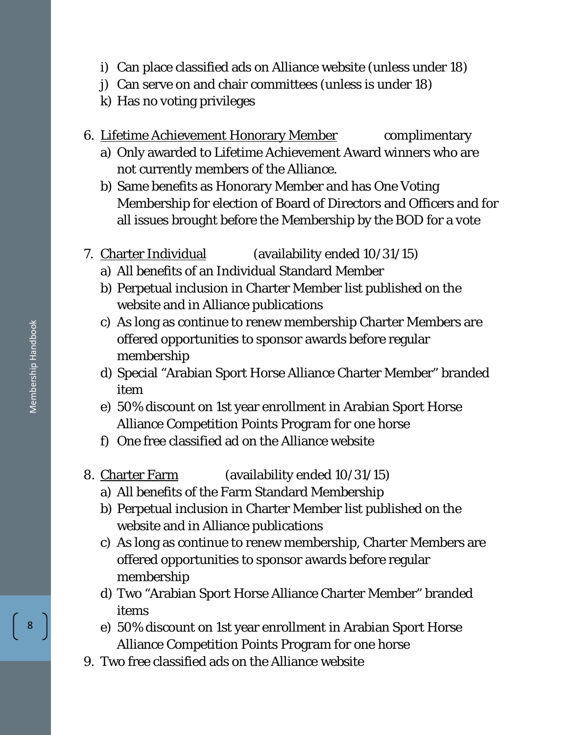i) Can place classified ads on Alliance website (unless under 18)
   j) Can serve on and chair committees (unless is under 18)
   k) Has no voting privileges

6. <u>Lifetime Achievement Honorary Member</u> complimentary
   a) Only awarded to Lifetime Achievement Award winners who are not currently members of the Alliance.
   b) Same benefits as Honorary Member and has One Voting Membership for election of Board of Directors and Officers and for all issues brought before the Membership by the BOD for a vote

7. <u>Charter Individual</u> (availability ended 10/31/15)
   a) All benefits of an Individual Standard Member
   b) Perpetual inclusion in Charter Member list published on the website and in Alliance publications
   c) As long as continue to renew membership Charter Members are offered opportunities to sponsor awards before regular membership
   d) Special "Arabian Sport Horse Alliance Charter Member" branded item
   e) 50% discount on 1st year enrollment in Arabian Sport Horse Alliance Competition Points Program for one horse
   f) One free classified ad on the Alliance website

8. <u>Charter Farm</u> (availability ended 10/31/15)
   a) All benefits of the Farm Standard Membership
   b) Perpetual inclusion in Charter Member list published on the website and in Alliance publications
   c) As long as continue to renew membership, Charter Members are offered opportunities to sponsor awards before regular membership
   d) Two "Arabian Sport Horse Alliance Charter Member" branded items
   e) 50% discount on 1st year enrollment in Arabian Sport Horse Alliance Competition Points Program for one horse

9. Two free classified ads on the Alliance website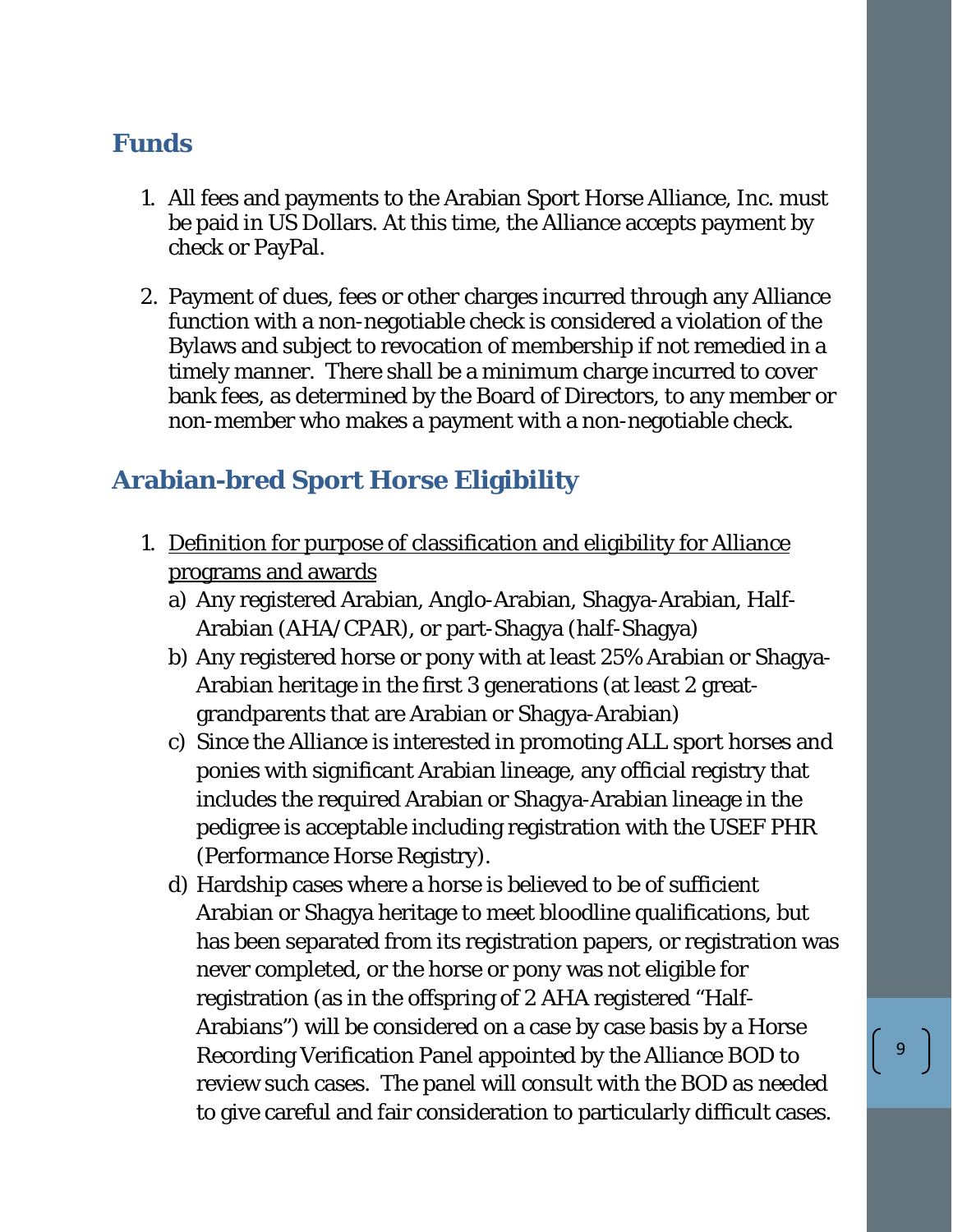## Funds

1. All fees and payments to the Arabian Sport Horse Alliance, Inc. must be paid in US Dollars. At this time, the Alliance accepts payment by check or PayPal.

2. Payment of dues, fees or other charges incurred through any Alliance function with a non-negotiable check is considered a violation of the Bylaws and subject to revocation of membership if not remedied in a timely manner. There shall be a minimum charge incurred to cover bank fees, as determined by the Board of Directors, to any member or non-member who makes a payment with a non-negotiable check.

## Arabian-bred Sport Horse Eligibility

1. Definition for purpose of classification and eligibility for Alliance programs and awards
   a) Any registered Arabian, Anglo-Arabian, Shagya-Arabian, Half-Arabian (AHA/CPAR), or part-Shagya (half-Shagya)
   b) Any registered horse or pony with at least 25% Arabian or Shagya-Arabian heritage in the first 3 generations (at least 2 great-grandparents that are Arabian or Shagya-Arabian)
   c) Since the Alliance is interested in promoting ALL sport horses and ponies with significant Arabian lineage, any official registry that includes the required Arabian or Shagya-Arabian lineage in the pedigree is acceptable including registration with the USEF PHR (Performance Horse Registry).
   d) Hardship cases where a horse is believed to be of sufficient Arabian or Shagya heritage to meet bloodline qualifications, but has been separated from its registration papers, or registration was never completed, or the horse or pony was not eligible for registration (as in the offspring of 2 AHA registered "Half-Arabians") will be considered on a case by case basis by a Horse Recording Verification Panel appointed by the Alliance BOD to review such cases. The panel will consult with the BOD as needed to give careful and fair consideration to particularly difficult cases.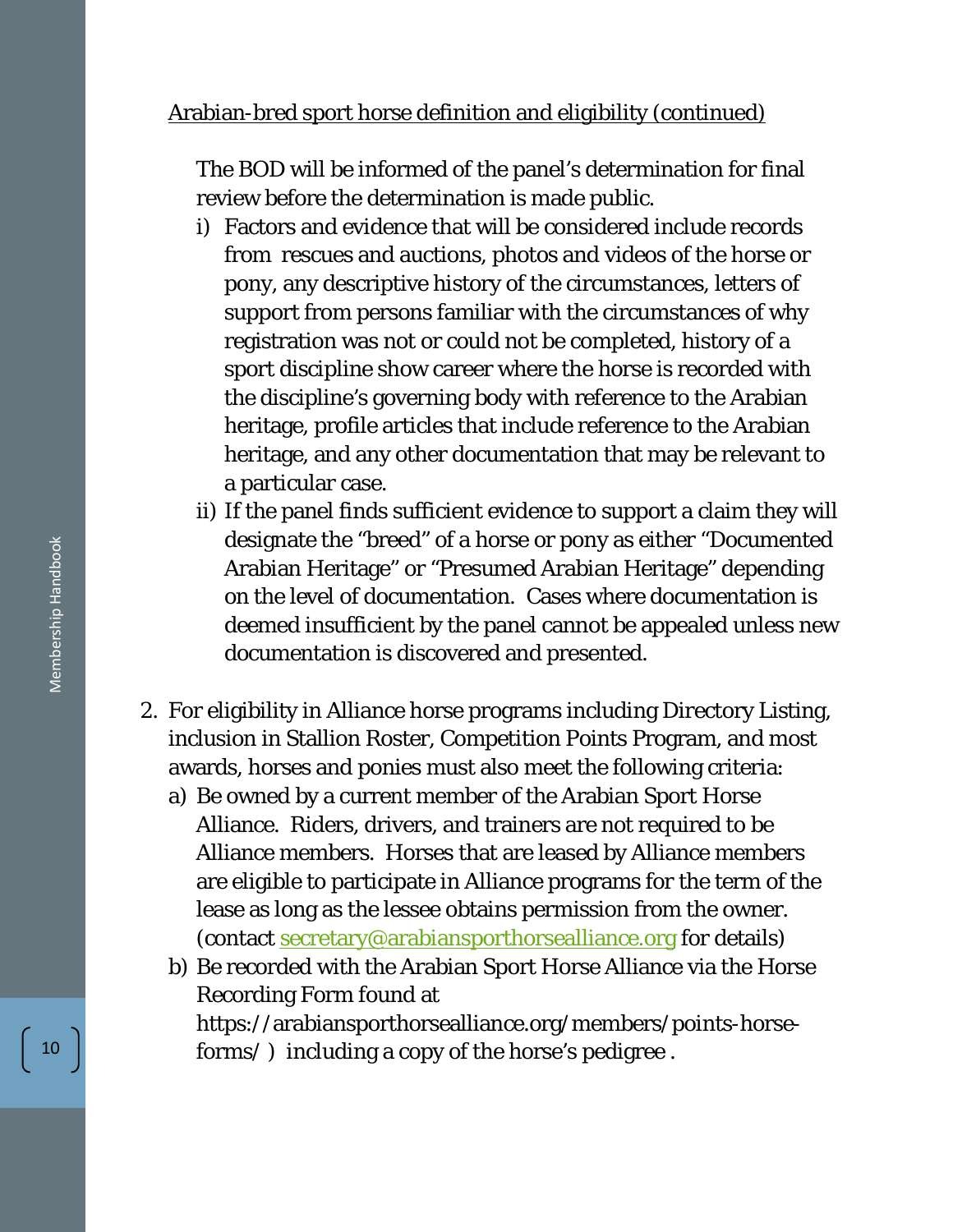Arabian-bred sport horse definition and eligibility (continued)

The BOD will be informed of the panel's determination for final review before the determination is made public.

- i) Factors and evidence that will be considered include records from rescues and auctions, photos and videos of the horse or pony, any descriptive history of the circumstances, letters of support from persons familiar with the circumstances of why registration was not or could not be completed, history of a sport discipline show career where the horse is recorded with the discipline's governing body with reference to the Arabian heritage, profile articles that include reference to the Arabian heritage, and any other documentation that may be relevant to a particular case.
- ii) If the panel finds sufficient evidence to support a claim they will designate the "breed" of a horse or pony as either "Documented Arabian Heritage" or "Presumed Arabian Heritage" depending on the level of documentation. Cases where documentation is deemed insufficient by the panel cannot be appealed unless new documentation is discovered and presented.

2. For eligibility in Alliance horse programs including Directory Listing, inclusion in Stallion Roster, Competition Points Program, and most awards, horses and ponies must also meet the following criteria:
   - a) Be owned by a current member of the Arabian Sport Horse Alliance. Riders, drivers, and trainers are not required to be Alliance members. Horses that are leased by Alliance members are eligible to participate in Alliance programs for the term of the lease as long as the lessee obtains permission from the owner. (contact secretary@arabiansporthorsealliance.org for details)
   - b) Be recorded with the Arabian Sport Horse Alliance via the Horse Recording Form found at https://arabiansporthorsealliance.org/members/points-horse-forms/ ) including a copy of the horse's pedigree .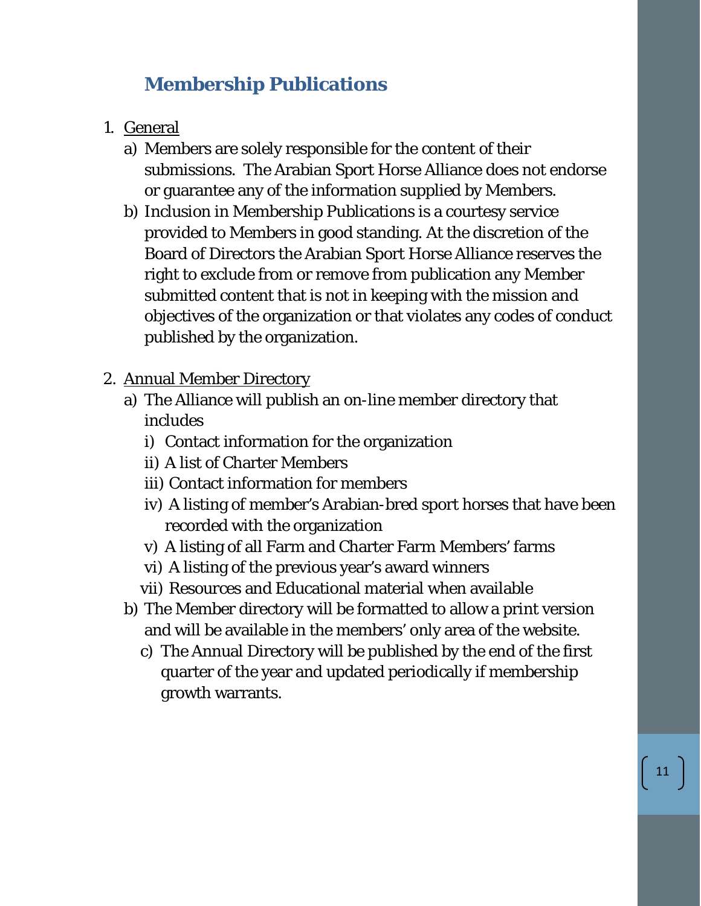## Membership Publications

1. <u>General</u>
   a) Members are solely responsible for the content of their submissions. The Arabian Sport Horse Alliance does not endorse or guarantee any of the information supplied by Members.
   b) Inclusion in Membership Publications is a courtesy service provided to Members in good standing. At the discretion of the Board of Directors the Arabian Sport Horse Alliance reserves the right to exclude from or remove from publication any Member submitted content that is not in keeping with the mission and objectives of the organization or that violates any codes of conduct published by the organization.

2. <u>Annual Member Directory</u>
   a) The Alliance will publish an on-line member directory that includes
      i) Contact information for the organization
      ii) A list of Charter Members
      iii) Contact information for members
      iv) A listing of member's Arabian-bred sport horses that have been recorded with the organization
      v) A listing of all Farm and Charter Farm Members' farms
      vi) A listing of the previous year's award winners
      vii) Resources and Educational material when available
   b) The Member directory will be formatted to allow a print version and will be available in the members' only area of the website.
   c) The Annual Directory will be published by the end of the first quarter of the year and updated periodically if membership growth warrants.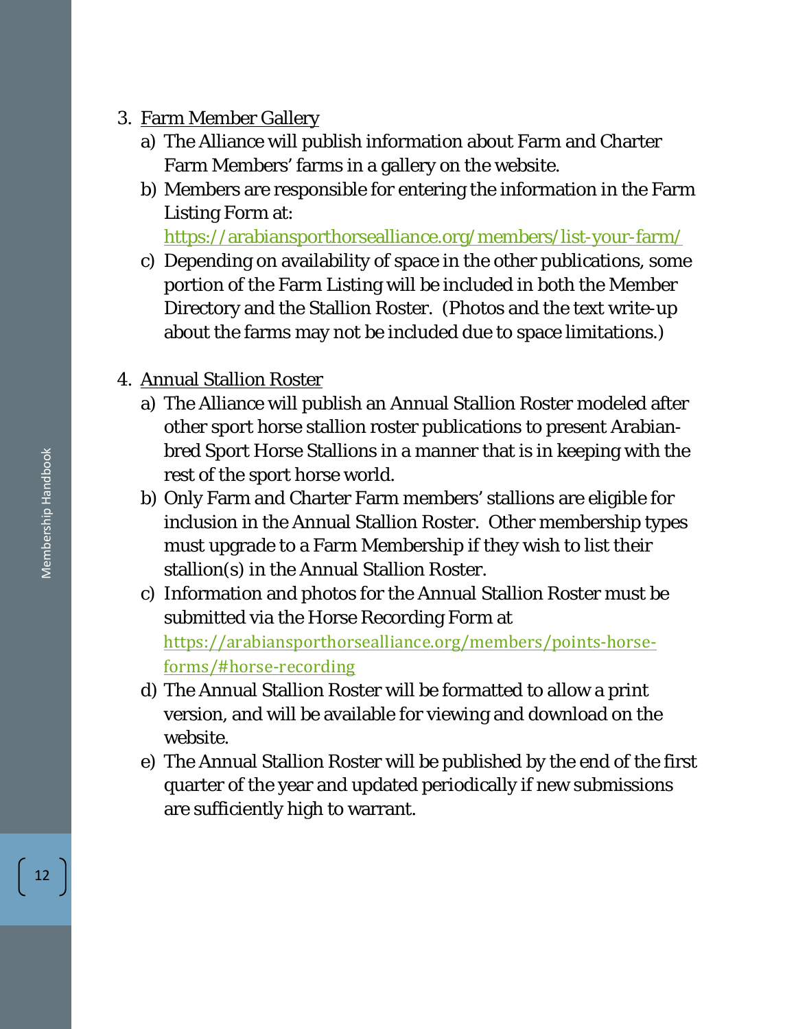3. <u>Farm Member Gallery</u>
   a) The Alliance will publish information about Farm and Charter Farm Members' farms in a gallery on the website.
   b) Members are responsible for entering the information in the Farm Listing Form at: https://arabiansporthorsealliance.org/members/list-your-farm/
   c) Depending on availability of space in the other publications, some portion of the Farm Listing will be included in both the Member Directory and the Stallion Roster. (Photos and the text write-up about the farms may not be included due to space limitations.)

4. <u>Annual Stallion Roster</u>
   a) The Alliance will publish an Annual Stallion Roster modeled after other sport horse stallion roster publications to present Arabian-bred Sport Horse Stallions in a manner that is in keeping with the rest of the sport horse world.
   b) Only Farm and Charter Farm members' stallions are eligible for inclusion in the Annual Stallion Roster. Other membership types must upgrade to a Farm Membership if they wish to list their stallion(s) in the Annual Stallion Roster.
   c) Information and photos for the Annual Stallion Roster must be submitted via the Horse Recording Form at https://arabiansporthorsealliance.org/members/points-horse-forms/#horse-recording
   d) The Annual Stallion Roster will be formatted to allow a print version, and will be available for viewing and download on the website.
   e) The Annual Stallion Roster will be published by the end of the first quarter of the year and updated periodically if new submissions are sufficiently high to warrant.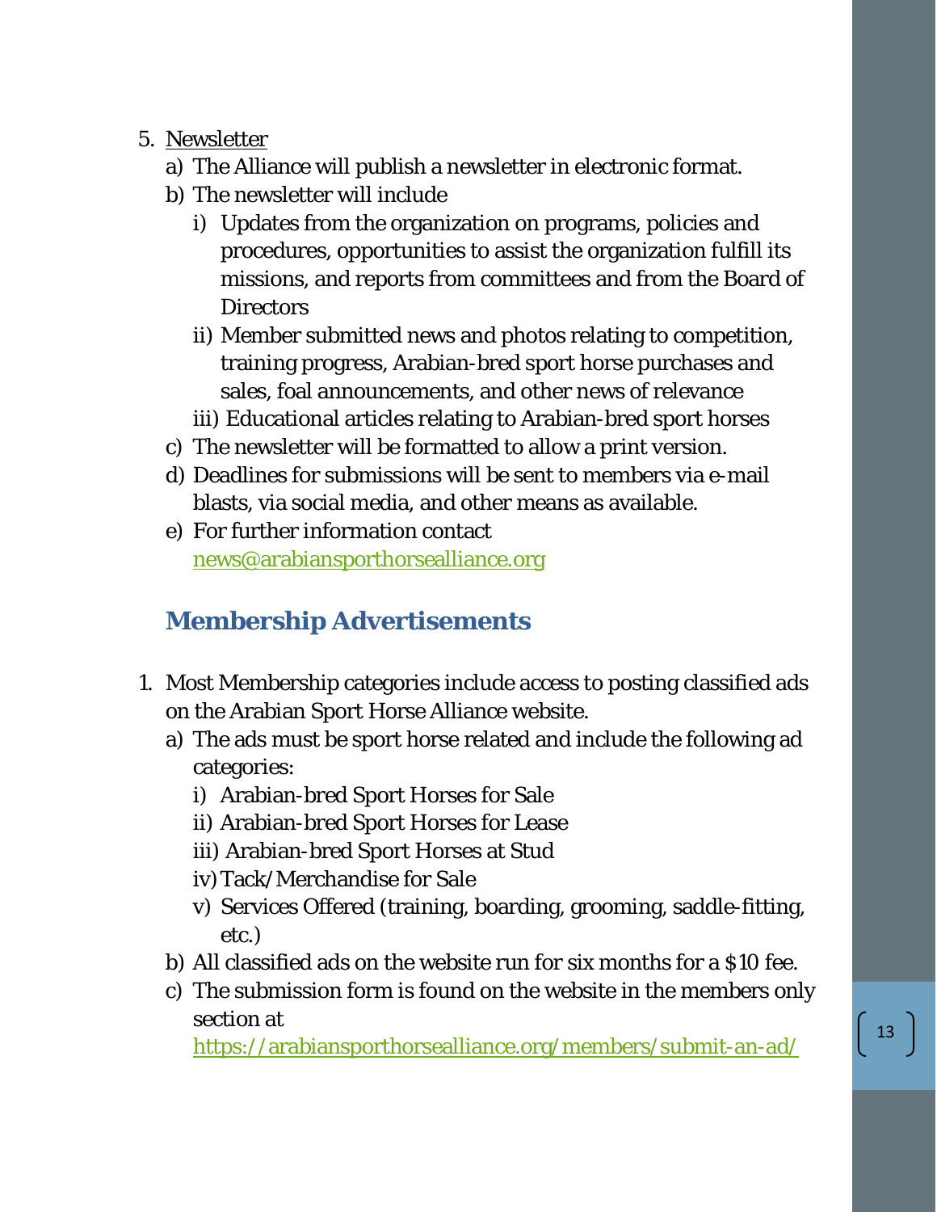5. <u>Newsletter</u>
   a) The Alliance will publish a newsletter in electronic format.
   b) The newsletter will include
      i) Updates from the organization on programs, policies and procedures, opportunities to assist the organization fulfill its missions, and reports from committees and from the Board of Directors
      ii) Member submitted news and photos relating to competition, training progress, Arabian-bred sport horse purchases and sales, foal announcements, and other news of relevance
      iii) Educational articles relating to Arabian-bred sport horses
   c) The newsletter will be formatted to allow a print version.
   d) Deadlines for submissions will be sent to members via e-mail blasts, via social media, and other means as available.
   e) For further information contact [news@arabiansporthorsealliance.org](mailto:news@arabiansporthorsealliance.org)

## Membership Advertisements

1. Most Membership categories include access to posting classified ads on the Arabian Sport Horse Alliance website.
   a) The ads must be sport horse related and include the following ad categories:
      i) Arabian-bred Sport Horses for Sale
      ii) Arabian-bred Sport Horses for Lease
      iii) Arabian-bred Sport Horses at Stud
      iv) Tack/Merchandise for Sale
      v) Services Offered (training, boarding, grooming, saddle-fitting, etc.)
   b) All classified ads on the website run for six months for a $10 fee.
   c) The submission form is found on the website in the members only section at [https://arabiansporthorsealliance.org/members/submit-an-ad/](https://arabiansporthorsealliance.org/members/submit-an-ad/)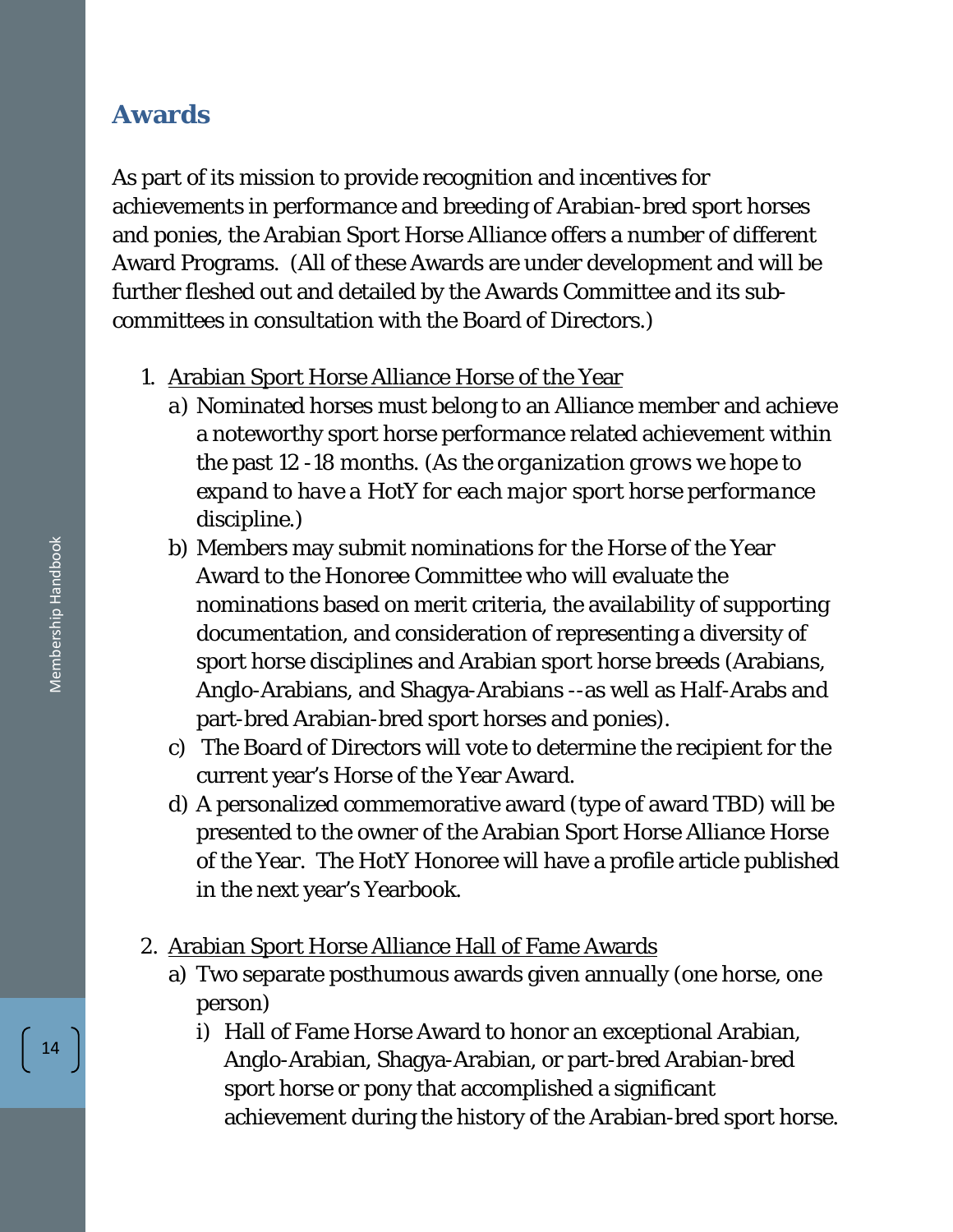## Awards

As part of its mission to provide recognition and incentives for achievements in performance and breeding of Arabian-bred sport horses and ponies, the Arabian Sport Horse Alliance offers a number of different Award Programs. (All of these Awards are under development and will be further fleshed out and detailed by the Awards Committee and its sub-committees in consultation with the Board of Directors.)

1. <u>Arabian Sport Horse Alliance Horse of the Year</u>
   a) Nominated horses must belong to an Alliance member and achieve a noteworthy sport horse performance related achievement within the past 12 -18 months. (*As the organization grows we hope to expand to have a HotY for each major sport horse performance* discipline.)
   b) Members may submit nominations for the Horse of the Year Award to the Honoree Committee who will evaluate the nominations based on merit criteria, the availability of supporting documentation, and consideration of representing a diversity of sport horse disciplines and Arabian sport horse breeds (Arabians, Anglo-Arabians, and Shagya-Arabians --as well as Half-Arabs and part-bred Arabian-bred sport horses and ponies).
   c) The Board of Directors will vote to determine the recipient for the current year's Horse of the Year Award.
   d) A personalized commemorative award (type of award TBD) will be presented to the owner of the Arabian Sport Horse Alliance Horse of the Year. The HotY Honoree will have a profile article published in the next year's Yearbook.

2. <u>Arabian Sport Horse Alliance Hall of Fame Awards</u>
   a) Two separate posthumous awards given annually (one horse, one person)
      i) Hall of Fame Horse Award to honor an exceptional Arabian, Anglo-Arabian, Shagya-Arabian, or part-bred Arabian-bred sport horse or pony that accomplished a significant achievement during the history of the Arabian-bred sport horse.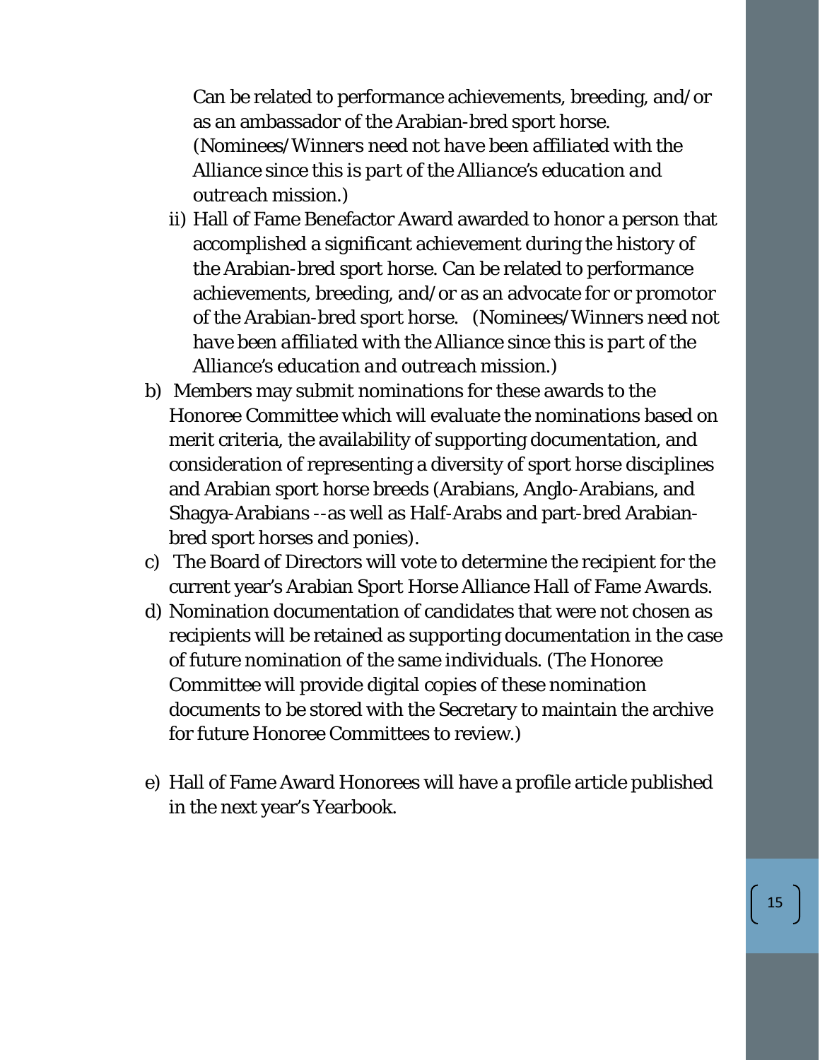Can be related to performance achievements, breeding, and/or as an ambassador of the Arabian-bred sport horse. (*Nominees/Winners need not have been affiliated with the Alliance since this is part of the Alliance's education and outreach mission.*)

ii) Hall of Fame Benefactor Award awarded to honor a person that accomplished a significant achievement during the history of the Arabian-bred sport horse. Can be related to performance achievements, breeding, and/or as an advocate for or promotor of the Arabian-bred sport horse. (*Nominees/Winners need not have been affiliated with the Alliance since this is part of the Alliance's education and outreach mission.*)

b) Members may submit nominations for these awards to the Honoree Committee which will evaluate the nominations based on merit criteria, the availability of supporting documentation, and consideration of representing a diversity of sport horse disciplines and Arabian sport horse breeds (Arabians, Anglo-Arabians, and Shagya-Arabians --as well as Half-Arabs and part-bred Arabian-bred sport horses and ponies).

c) The Board of Directors will vote to determine the recipient for the current year's Arabian Sport Horse Alliance Hall of Fame Awards.

d) Nomination documentation of candidates that were not chosen as recipients will be retained as supporting documentation in the case of future nomination of the same individuals. (The Honoree Committee will provide digital copies of these nomination documents to be stored with the Secretary to maintain the archive for future Honoree Committees to review.)

e) Hall of Fame Award Honorees will have a profile article published in the next year's Yearbook.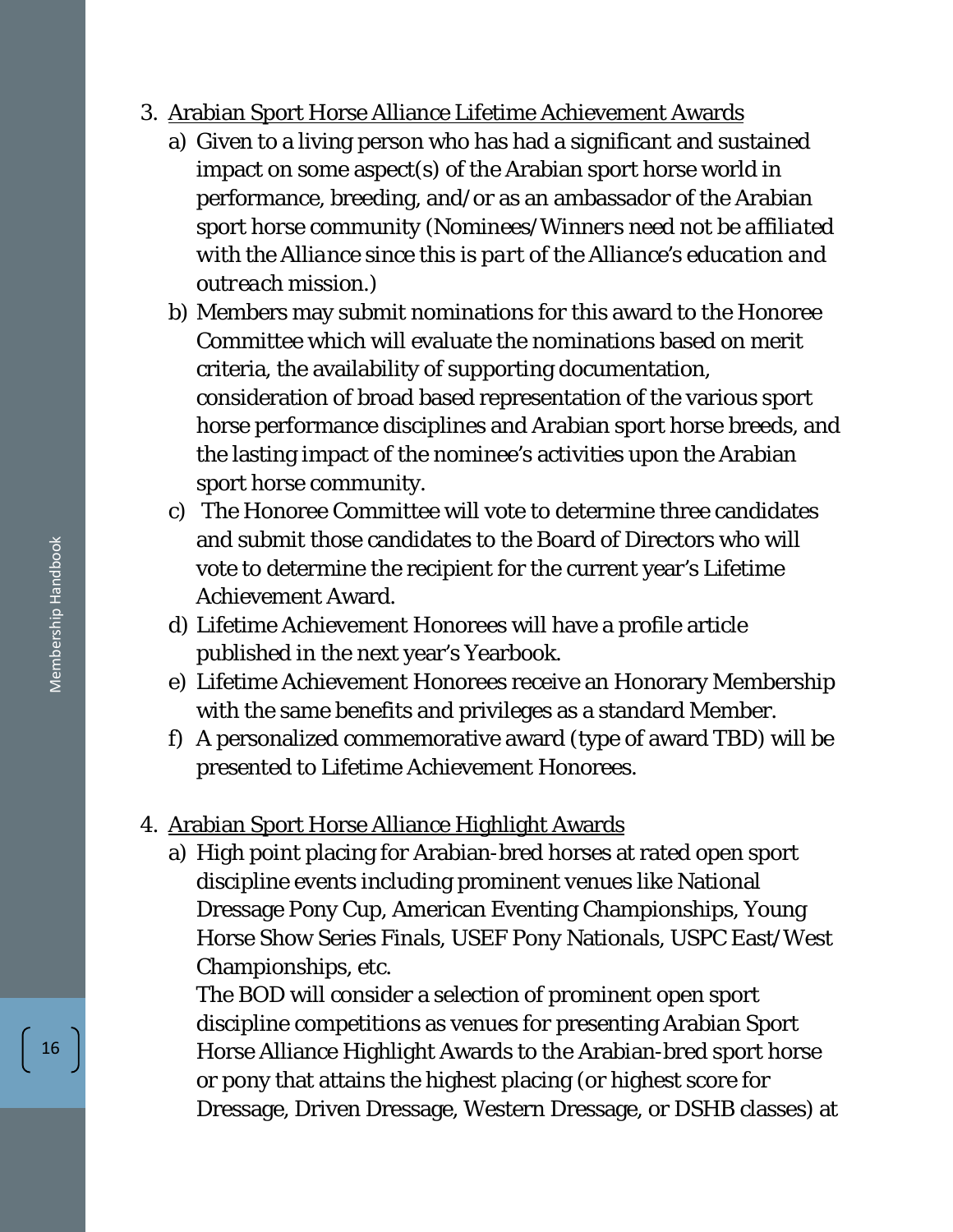3. <u>Arabian Sport Horse Alliance Lifetime Achievement Awards</u>
   a) Given to a living person who has had a significant and sustained impact on some aspect(s) of the Arabian sport horse world in performance, breeding, and/or as an ambassador of the Arabian sport horse community (*Nominees/Winners need not be affiliated with the Alliance since this is part of the Alliance's education and outreach mission.*)
   b) Members may submit nominations for this award to the Honoree Committee which will evaluate the nominations based on merit criteria, the availability of supporting documentation, consideration of broad based representation of the various sport horse performance disciplines and Arabian sport horse breeds, and the lasting impact of the nominee's activities upon the Arabian sport horse community.
   c) The Honoree Committee will vote to determine three candidates and submit those candidates to the Board of Directors who will vote to determine the recipient for the current year's Lifetime Achievement Award.
   d) Lifetime Achievement Honorees will have a profile article published in the next year's Yearbook.
   e) Lifetime Achievement Honorees receive an Honorary Membership with the same benefits and privileges as a standard Member.
   f) A personalized commemorative award (type of award TBD) will be presented to Lifetime Achievement Honorees.

4. <u>Arabian Sport Horse Alliance Highlight Awards</u>
   a) High point placing for Arabian-bred horses at rated open sport discipline events including prominent venues like National Dressage Pony Cup, American Eventing Championships, Young Horse Show Series Finals, USEF Pony Nationals, USPC East/West Championships, etc.
      The BOD will consider a selection of prominent open sport discipline competitions as venues for presenting Arabian Sport Horse Alliance Highlight Awards to the Arabian-bred sport horse or pony that attains the highest placing (or highest score for Dressage, Driven Dressage, Western Dressage, or DSHB classes) at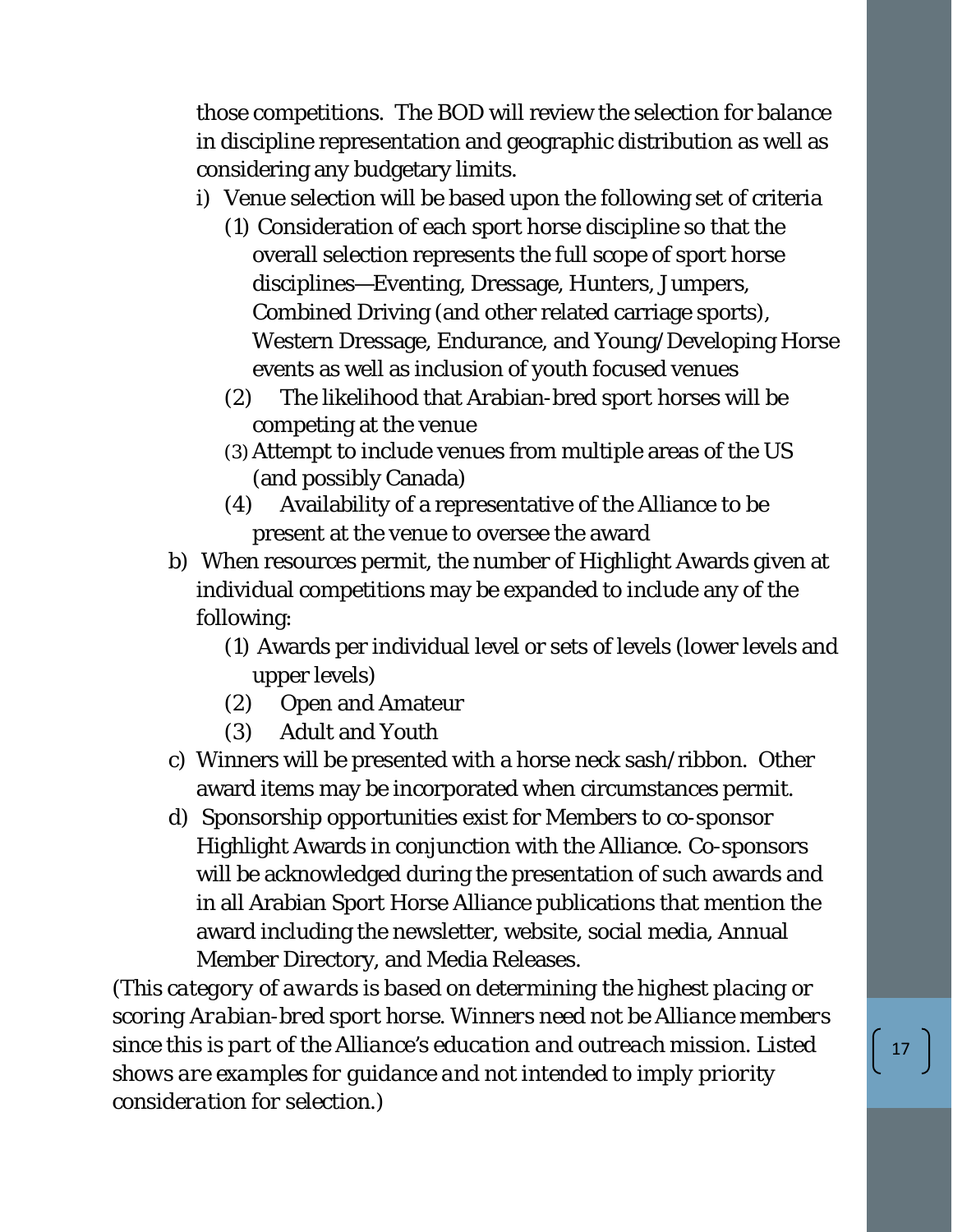those competitions. The BOD will review the selection for balance in discipline representation and geographic distribution as well as considering any budgetary limits.

i) Venue selection will be based upon the following set of criteria

(1) Consideration of each sport horse discipline so that the overall selection represents the full scope of sport horse disciplines—Eventing, Dressage, Hunters, Jumpers, Combined Driving (and other related carriage sports), Western Dressage, Endurance, and Young/Developing Horse events as well as inclusion of youth focused venues

(2) The likelihood that Arabian-bred sport horses will be competing at the venue

(3) Attempt to include venues from multiple areas of the US (and possibly Canada)

(4) Availability of a representative of the Alliance to be present at the venue to oversee the award

b) When resources permit, the number of Highlight Awards given at individual competitions may be expanded to include any of the following:

(1) Awards per individual level or sets of levels (lower levels and upper levels)

(2) Open and Amateur

(3) Adult and Youth

c) Winners will be presented with a horse neck sash/ribbon. Other award items may be incorporated when circumstances permit.

d) Sponsorship opportunities exist for Members to co-sponsor Highlight Awards in conjunction with the Alliance. Co-sponsors will be acknowledged during the presentation of such awards and in all Arabian Sport Horse Alliance publications that mention the award including the newsletter, website, social media, Annual Member Directory, and Media Releases.

*(This category of awards is based on determining the highest placing or scoring Arabian-bred sport horse. Winners need not be Alliance members since this is part of the Alliance's education and outreach mission. Listed shows are examples for guidance and not intended to imply priority consideration for selection.)*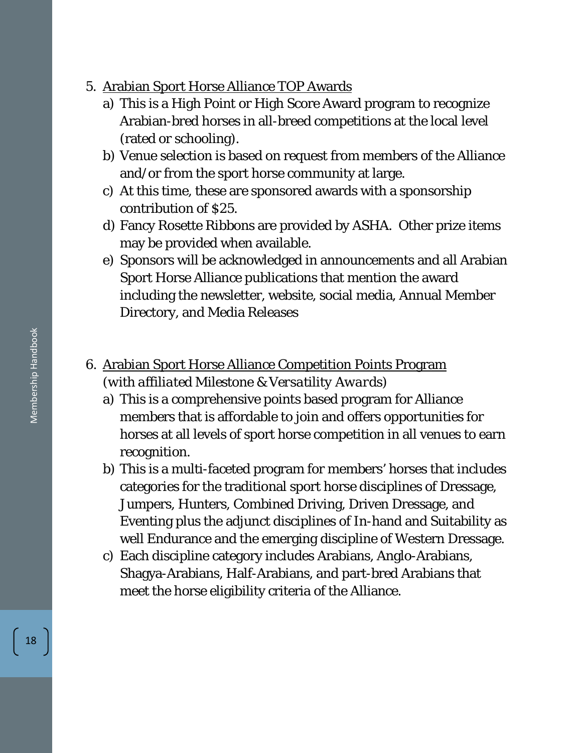5. <u>Arabian Sport Horse Alliance TOP Awards</u>
   a) This is a High Point or High Score Award program to recognize Arabian-bred horses in all-breed competitions at the local level (rated or schooling).
   b) Venue selection is based on request from members of the Alliance and/or from the sport horse community at large.
   c) At this time, these are sponsored awards with a sponsorship contribution of $25.
   d) Fancy Rosette Ribbons are provided by ASHA. Other prize items may be provided when available.
   e) Sponsors will be acknowledged in announcements and all Arabian Sport Horse Alliance publications that mention the award including the newsletter, website, social media, Annual Member Directory, and Media Releases

6. <u>Arabian Sport Horse Alliance Competition Points Program</u> *(with affiliated Milestone & Versatility Awards)*
   a) This is a comprehensive points based program for Alliance members that is affordable to join and offers opportunities for horses at all levels of sport horse competition in all venues to earn recognition.
   b) This is a multi-faceted program for members' horses that includes categories for the traditional sport horse disciplines of Dressage, Jumpers, Hunters, Combined Driving, Driven Dressage, and Eventing plus the adjunct disciplines of In-hand and Suitability as well Endurance and the emerging discipline of Western Dressage.
   c) Each discipline category includes Arabians, Anglo-Arabians, Shagya-Arabians, Half-Arabians, and part-bred Arabians that meet the horse eligibility criteria of the Alliance.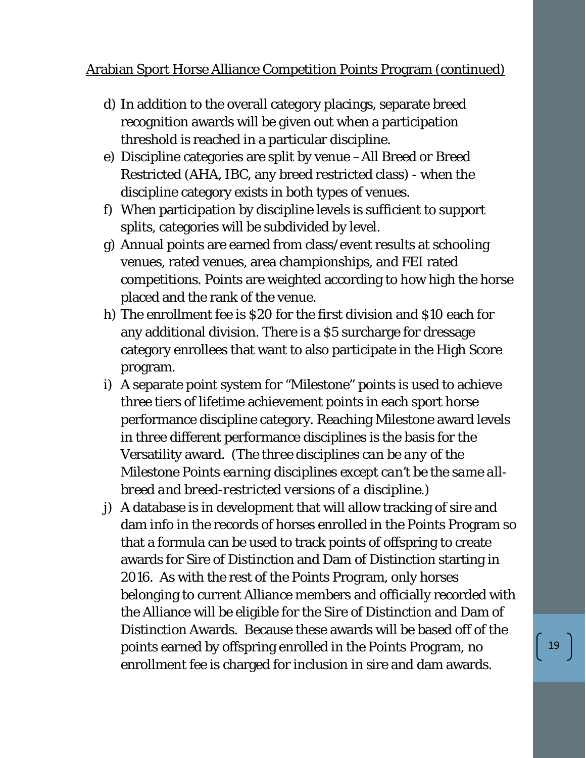Arabian Sport Horse Alliance Competition Points Program (continued)

d) In addition to the overall category placings, separate breed recognition awards will be given out when a participation threshold is reached in a particular discipline.
e) Discipline categories are split by venue – All Breed or Breed Restricted (AHA, IBC, any breed restricted class) - when the discipline category exists in both types of venues.
f) When participation by discipline levels is sufficient to support splits, categories will be subdivided by level.
g) Annual points are earned from class/event results at schooling venues, rated venues, area championships, and FEI rated competitions. Points are weighted according to how high the horse placed and the rank of the venue.
h) The enrollment fee is $20 for the first division and $10 each for any additional division. There is a $5 surcharge for dressage category enrollees that want to also participate in the High Score program.
i) A separate point system for "Milestone" points is used to achieve three tiers of lifetime achievement points in each sport horse performance discipline category. Reaching Milestone award levels in three different performance disciplines is the basis for the Versatility award. *(The three disciplines can be any of the Milestone Points earning disciplines except can't be the same all-breed and breed-restricted versions of a discipline.)*
j) A database is in development that will allow tracking of sire and dam info in the records of horses enrolled in the Points Program so that a formula can be used to track points of offspring to create awards for Sire of Distinction and Dam of Distinction starting in 2016. As with the rest of the Points Program, only horses belonging to current Alliance members and officially recorded with the Alliance will be eligible for the Sire of Distinction and Dam of Distinction Awards. Because these awards will be based off of the points earned by offspring enrolled in the Points Program, no enrollment fee is charged for inclusion in sire and dam awards.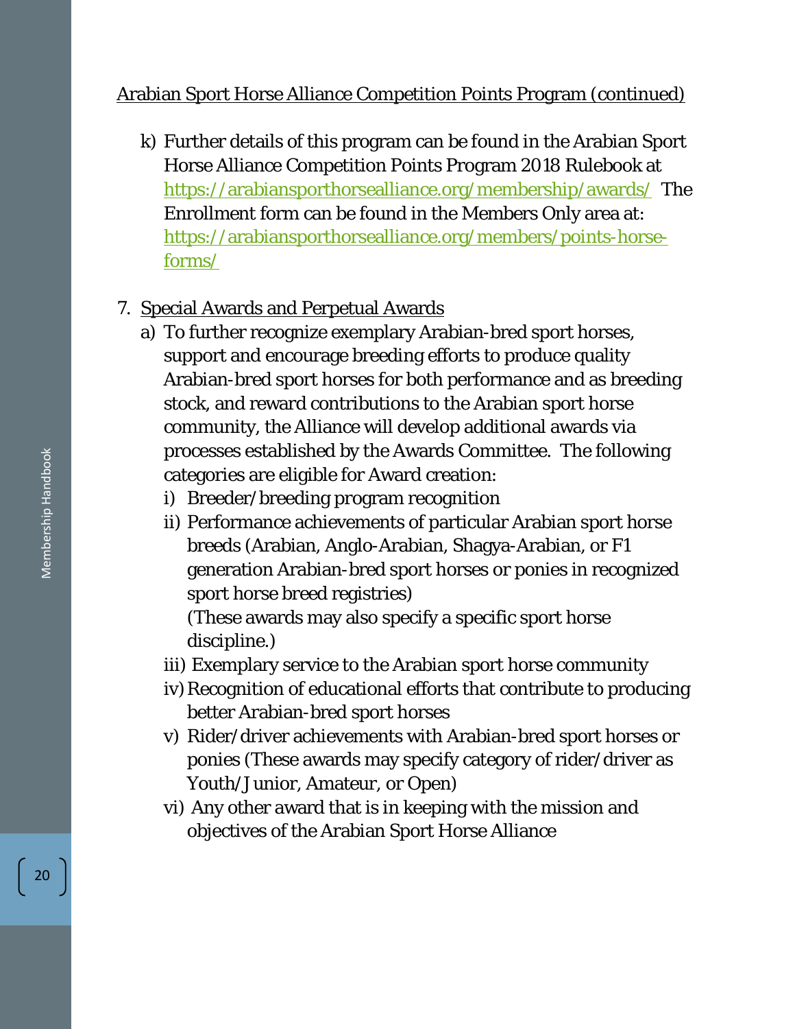Arabian Sport Horse Alliance Competition Points Program (continued)

k) Further details of this program can be found in the Arabian Sport Horse Alliance Competition Points Program 2018 Rulebook at https://arabiansporthorsealliance.org/membership/awards/ The Enrollment form can be found in the Members Only area at: https://arabiansporthorsealliance.org/members/points-horse-forms/

7. Special Awards and Perpetual Awards
   a) To further recognize exemplary Arabian-bred sport horses, support and encourage breeding efforts to produce quality Arabian-bred sport horses for both performance and as breeding stock, and reward contributions to the Arabian sport horse community, the Alliance will develop additional awards via processes established by the Awards Committee. The following categories are eligible for Award creation:
      i) Breeder/breeding program recognition
      ii) Performance achievements of particular Arabian sport horse breeds (Arabian, Anglo-Arabian, Shagya-Arabian, or F1 generation Arabian-bred sport horses or ponies in recognized sport horse breed registries)
      (These awards may also specify a specific sport horse discipline.)
      iii) Exemplary service to the Arabian sport horse community
      iv) Recognition of educational efforts that contribute to producing better Arabian-bred sport horses
      v) Rider/driver achievements with Arabian-bred sport horses or ponies (These awards may specify category of rider/driver as Youth/Junior, Amateur, or Open)
      vi) Any other award that is in keeping with the mission and objectives of the Arabian Sport Horse Alliance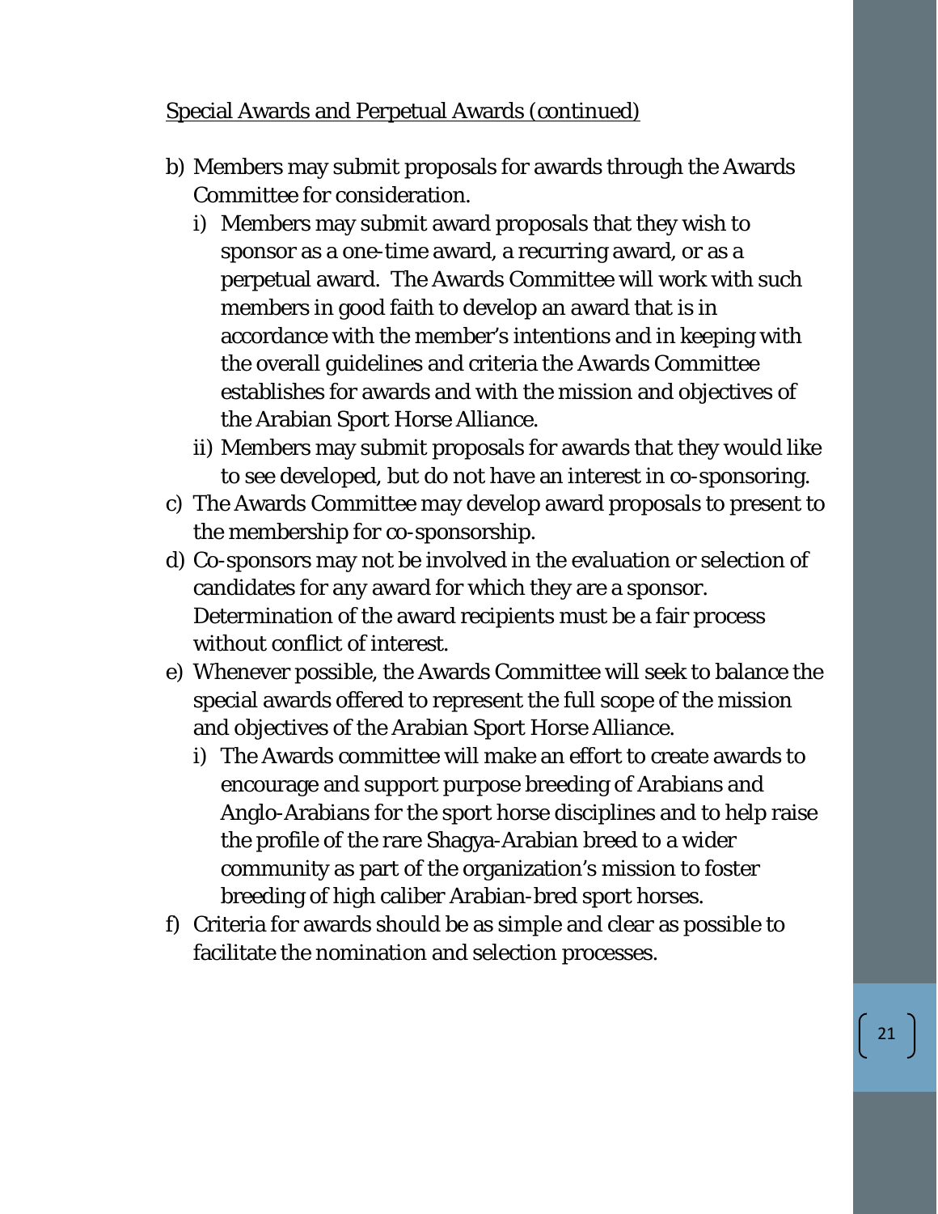Special Awards and Perpetual Awards (continued)

b) Members may submit proposals for awards through the Awards Committee for consideration.
   i) Members may submit award proposals that they wish to sponsor as a one-time award, a recurring award, or as a perpetual award. The Awards Committee will work with such members in good faith to develop an award that is in accordance with the member's intentions and in keeping with the overall guidelines and criteria the Awards Committee establishes for awards and with the mission and objectives of the Arabian Sport Horse Alliance.
   ii) Members may submit proposals for awards that they would like to see developed, but do not have an interest in co-sponsoring.
c) The Awards Committee may develop award proposals to present to the membership for co-sponsorship.
d) Co-sponsors may not be involved in the evaluation or selection of candidates for any award for which they are a sponsor. Determination of the award recipients must be a fair process without conflict of interest.
e) Whenever possible, the Awards Committee will seek to balance the special awards offered to represent the full scope of the mission and objectives of the Arabian Sport Horse Alliance.
   i) The Awards committee will make an effort to create awards to encourage and support purpose breeding of Arabians and Anglo-Arabians for the sport horse disciplines and to help raise the profile of the rare Shagya-Arabian breed to a wider community as part of the organization's mission to foster breeding of high caliber Arabian-bred sport horses.
f) Criteria for awards should be as simple and clear as possible to facilitate the nomination and selection processes.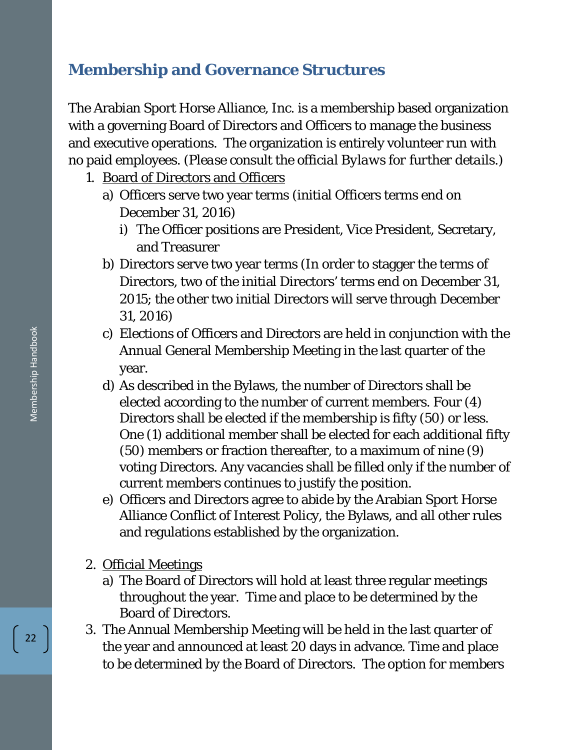## Membership and Governance Structures

The Arabian Sport Horse Alliance, Inc. is a membership based organization with a governing Board of Directors and Officers to manage the business and executive operations. The organization is entirely volunteer run with no paid employees. (*Please consult the official Bylaws for further details.*)

1. Board of Directors and Officers
   a) Officers serve two year terms (initial Officers terms end on December 31, 2016)
      i) The Officer positions are President, Vice President, Secretary, and Treasurer
   b) Directors serve two year terms (In order to stagger the terms of Directors, two of the initial Directors' terms end on December 31, 2015; the other two initial Directors will serve through December 31, 2016)
   c) Elections of Officers and Directors are held in conjunction with the Annual General Membership Meeting in the last quarter of the year.
   d) As described in the Bylaws, the number of Directors shall be elected according to the number of current members. Four (4) Directors shall be elected if the membership is fifty (50) or less. One (1) additional member shall be elected for each additional fifty (50) members or fraction thereafter, to a maximum of nine (9) voting Directors. Any vacancies shall be filled only if the number of current members continues to justify the position.
   e) Officers and Directors agree to abide by the Arabian Sport Horse Alliance Conflict of Interest Policy, the Bylaws, and all other rules and regulations established by the organization.

2. Official Meetings
   a) The Board of Directors will hold at least three regular meetings throughout the year. Time and place to be determined by the Board of Directors.
3. The Annual Membership Meeting will be held in the last quarter of the year and announced at least 20 days in advance. Time and place to be determined by the Board of Directors. The option for members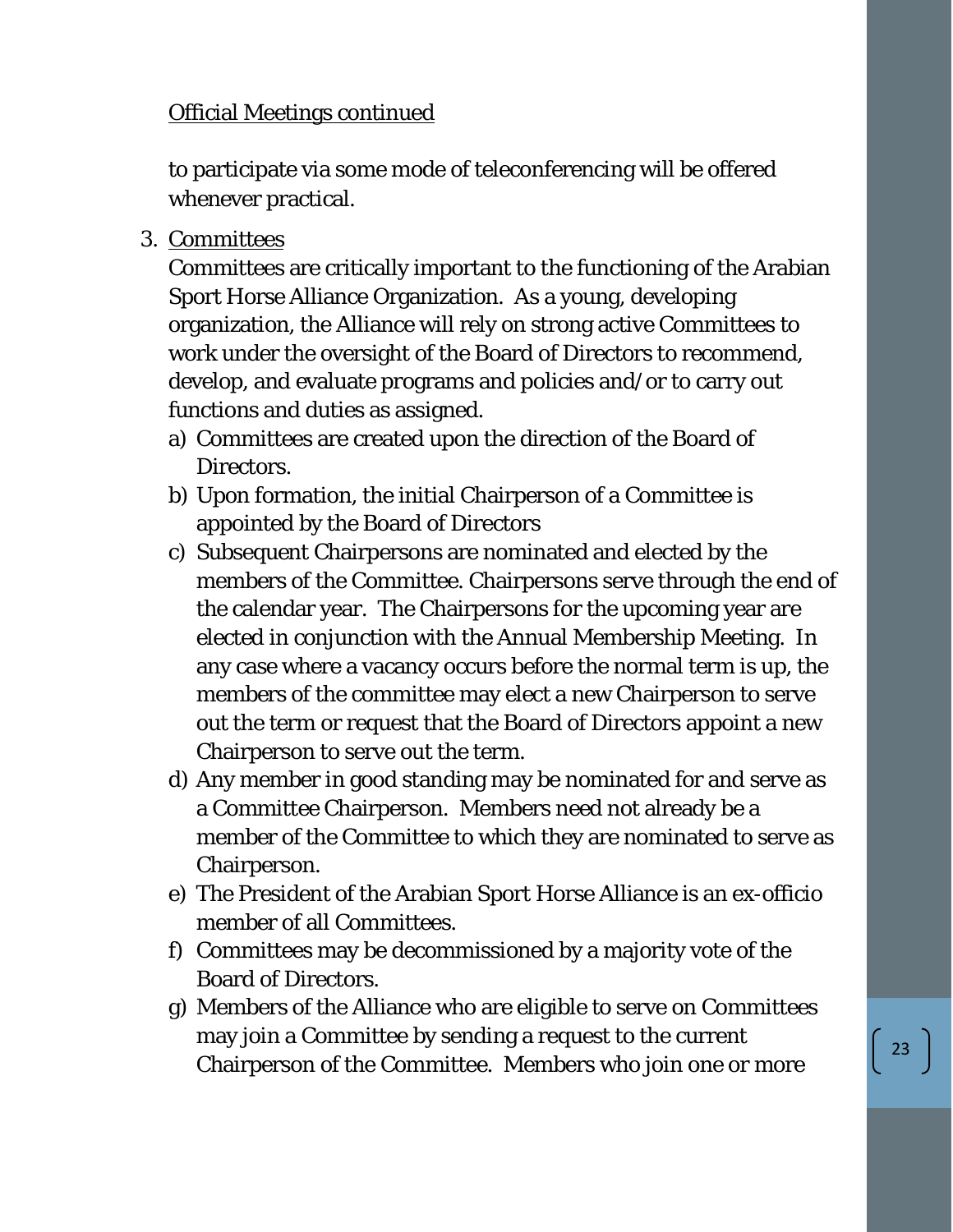Official Meetings continued

to participate via some mode of teleconferencing will be offered whenever practical.

3. Committees

   Committees are critically important to the functioning of the Arabian Sport Horse Alliance Organization. As a young, developing organization, the Alliance will rely on strong active Committees to work under the oversight of the Board of Directors to recommend, develop, and evaluate programs and policies and/or to carry out functions and duties as assigned.

   a) Committees are created upon the direction of the Board of Directors.
   b) Upon formation, the initial Chairperson of a Committee is appointed by the Board of Directors
   c) Subsequent Chairpersons are nominated and elected by the members of the Committee. Chairpersons serve through the end of the calendar year. The Chairpersons for the upcoming year are elected in conjunction with the Annual Membership Meeting. In any case where a vacancy occurs before the normal term is up, the members of the committee may elect a new Chairperson to serve out the term or request that the Board of Directors appoint a new Chairperson to serve out the term.
   d) Any member in good standing may be nominated for and serve as a Committee Chairperson. Members need not already be a member of the Committee to which they are nominated to serve as Chairperson.
   e) The President of the Arabian Sport Horse Alliance is an ex-officio member of all Committees.
   f) Committees may be decommissioned by a majority vote of the Board of Directors.
   g) Members of the Alliance who are eligible to serve on Committees may join a Committee by sending a request to the current Chairperson of the Committee. Members who join one or more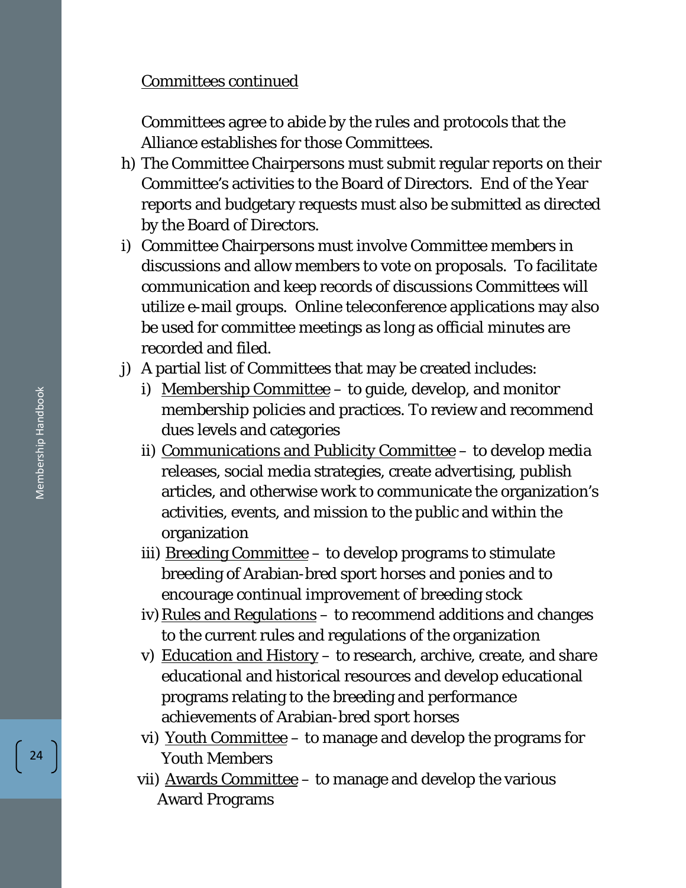Committees continued

Committees agree to abide by the rules and protocols that the Alliance establishes for those Committees.

h) The Committee Chairpersons must submit regular reports on their Committee's activities to the Board of Directors. End of the Year reports and budgetary requests must also be submitted as directed by the Board of Directors.
i) Committee Chairpersons must involve Committee members in discussions and allow members to vote on proposals. To facilitate communication and keep records of discussions Committees will utilize e-mail groups. Online teleconference applications may also be used for committee meetings as long as official minutes are recorded and filed.
j) A partial list of Committees that may be created includes:
   i) Membership Committee – to guide, develop, and monitor membership policies and practices. To review and recommend dues levels and categories
   ii) Communications and Publicity Committee – to develop media releases, social media strategies, create advertising, publish articles, and otherwise work to communicate the organization's activities, events, and mission to the public and within the organization
   iii) Breeding Committee – to develop programs to stimulate breeding of Arabian-bred sport horses and ponies and to encourage continual improvement of breeding stock
   iv) Rules and Regulations – to recommend additions and changes to the current rules and regulations of the organization
   v) Education and History – to research, archive, create, and share educational and historical resources and develop educational programs relating to the breeding and performance achievements of Arabian-bred sport horses
   vi) Youth Committee – to manage and develop the programs for Youth Members
   vii) Awards Committee – to manage and develop the various Award Programs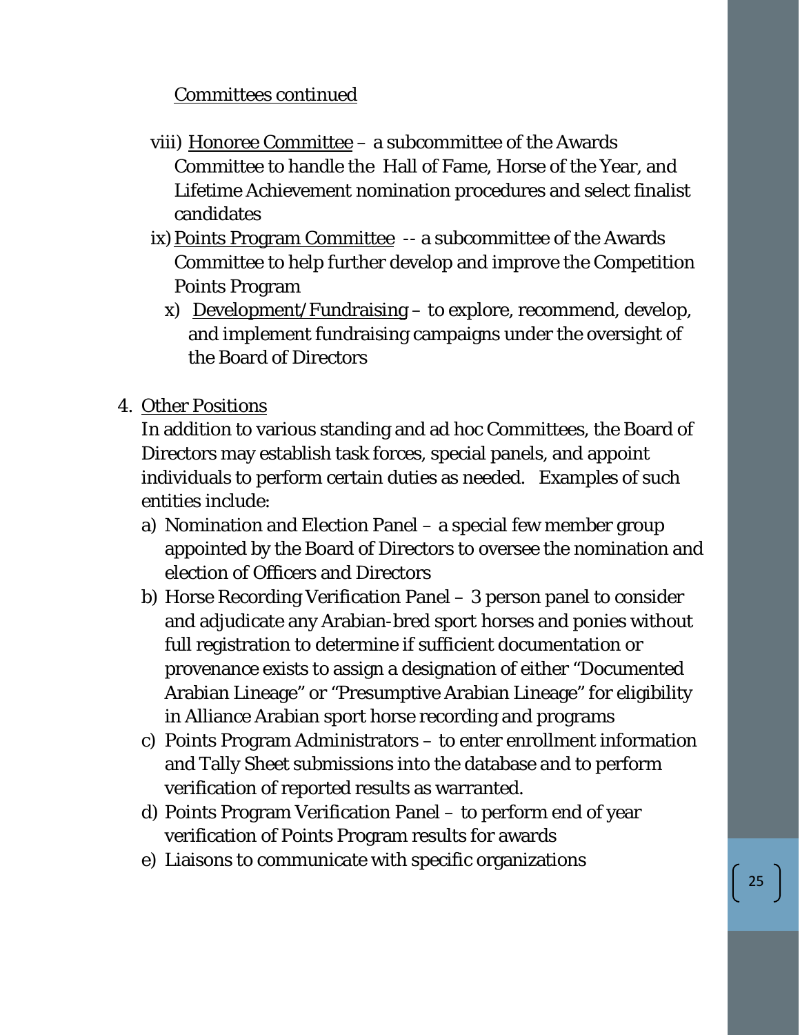Committees continued

viii) Honoree Committee – a subcommittee of the Awards Committee to handle the Hall of Fame, Horse of the Year, and Lifetime Achievement nomination procedures and select finalist candidates

ix) Points Program Committee -- a subcommittee of the Awards Committee to help further develop and improve the Competition Points Program

x) Development/Fundraising – to explore, recommend, develop, and implement fundraising campaigns under the oversight of the Board of Directors

4. Other Positions

   In addition to various standing and ad hoc Committees, the Board of Directors may establish task forces, special panels, and appoint individuals to perform certain duties as needed. Examples of such entities include:

   a) Nomination and Election Panel – a special few member group appointed by the Board of Directors to oversee the nomination and election of Officers and Directors
   b) Horse Recording Verification Panel – 3 person panel to consider and adjudicate any Arabian-bred sport horses and ponies without full registration to determine if sufficient documentation or provenance exists to assign a designation of either "Documented Arabian Lineage" or "Presumptive Arabian Lineage" for eligibility in Alliance Arabian sport horse recording and programs
   c) Points Program Administrators – to enter enrollment information and Tally Sheet submissions into the database and to perform verification of reported results as warranted.
   d) Points Program Verification Panel – to perform end of year verification of Points Program results for awards
   e) Liaisons to communicate with specific organizations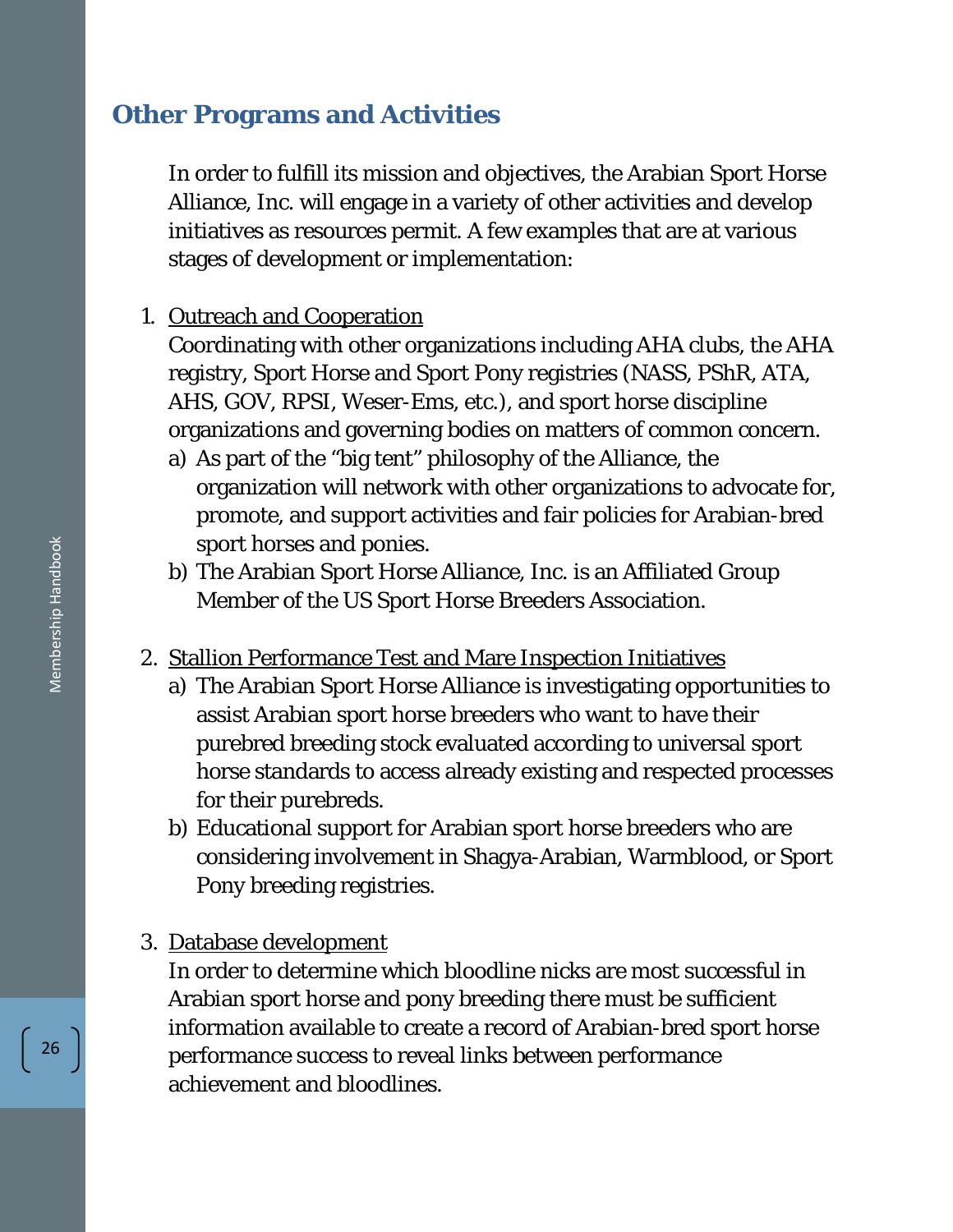## Other Programs and Activities

In order to fulfill its mission and objectives, the Arabian Sport Horse Alliance, Inc. will engage in a variety of other activities and develop initiatives as resources permit. A few examples that are at various stages of development or implementation:

1. Outreach and Cooperation
   Coordinating with other organizations including AHA clubs, the AHA registry, Sport Horse and Sport Pony registries (NASS, PShR, ATA, AHS, GOV, RPSI, Weser-Ems, etc.), and sport horse discipline organizations and governing bodies on matters of common concern.
   a) As part of the "big tent" philosophy of the Alliance, the organization will network with other organizations to advocate for, promote, and support activities and fair policies for Arabian-bred sport horses and ponies.
   b) The Arabian Sport Horse Alliance, Inc. is an Affiliated Group Member of the US Sport Horse Breeders Association.

2. Stallion Performance Test and Mare Inspection Initiatives
   a) The Arabian Sport Horse Alliance is investigating opportunities to assist Arabian sport horse breeders who want to have their purebred breeding stock evaluated according to universal sport horse standards to access already existing and respected processes for their purebreds.
   b) Educational support for Arabian sport horse breeders who are considering involvement in Shagya-Arabian, Warmblood, or Sport Pony breeding registries.

3. Database development
   In order to determine which bloodline nicks are most successful in Arabian sport horse and pony breeding there must be sufficient information available to create a record of Arabian-bred sport horse performance success to reveal links between performance achievement and bloodlines.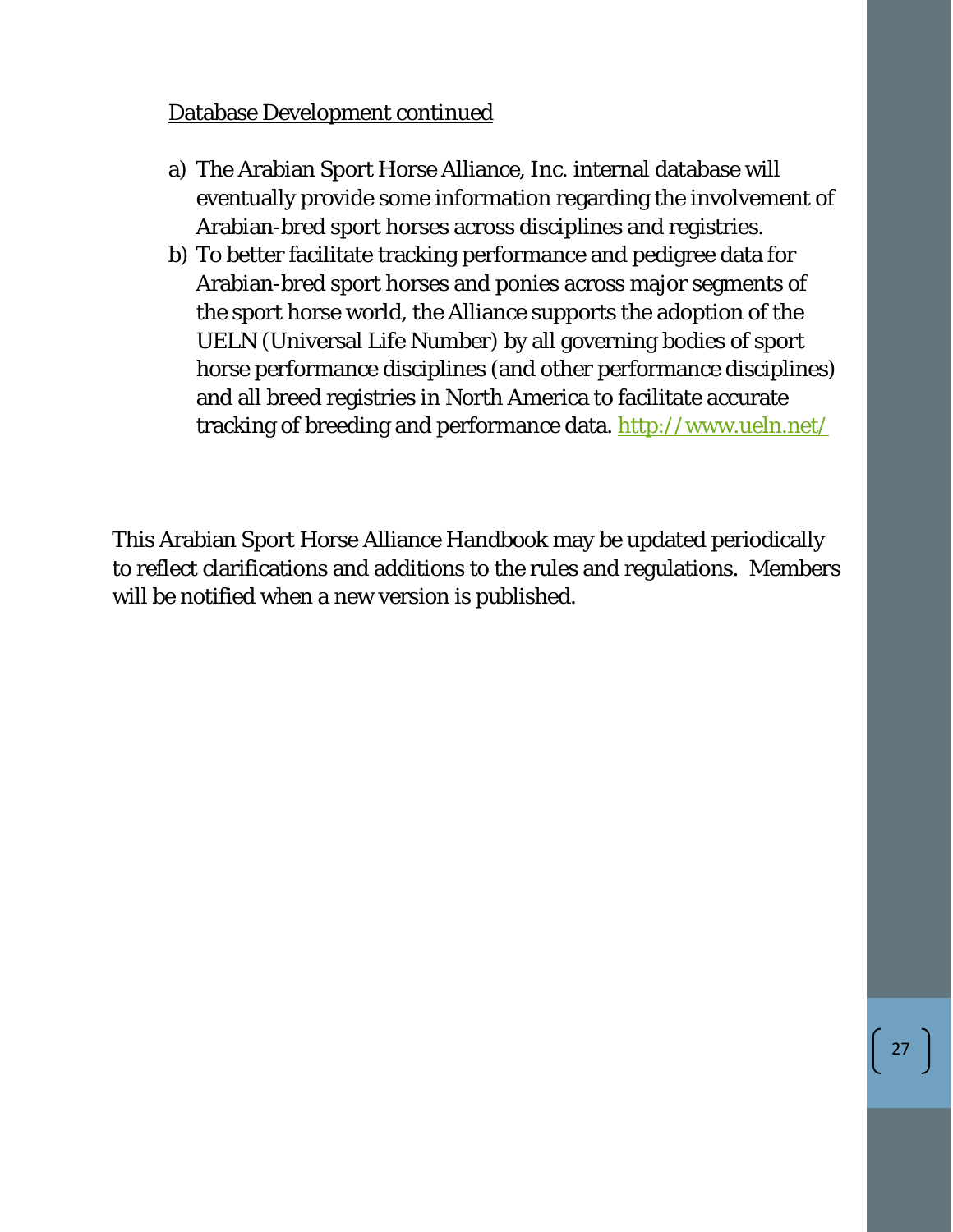Database Development continued

a) The Arabian Sport Horse Alliance, Inc. internal database will eventually provide some information regarding the involvement of Arabian-bred sport horses across disciplines and registries.
b) To better facilitate tracking performance and pedigree data for Arabian-bred sport horses and ponies across major segments of the sport horse world, the Alliance supports the adoption of the UELN (Universal Life Number) by all governing bodies of sport horse performance disciplines (and other performance disciplines) and all breed registries in North America to facilitate accurate tracking of breeding and performance data. http://www.ueln.net/

This Arabian Sport Horse Alliance Handbook may be updated periodically to reflect clarifications and additions to the rules and regulations. Members will be notified when a new version is published.